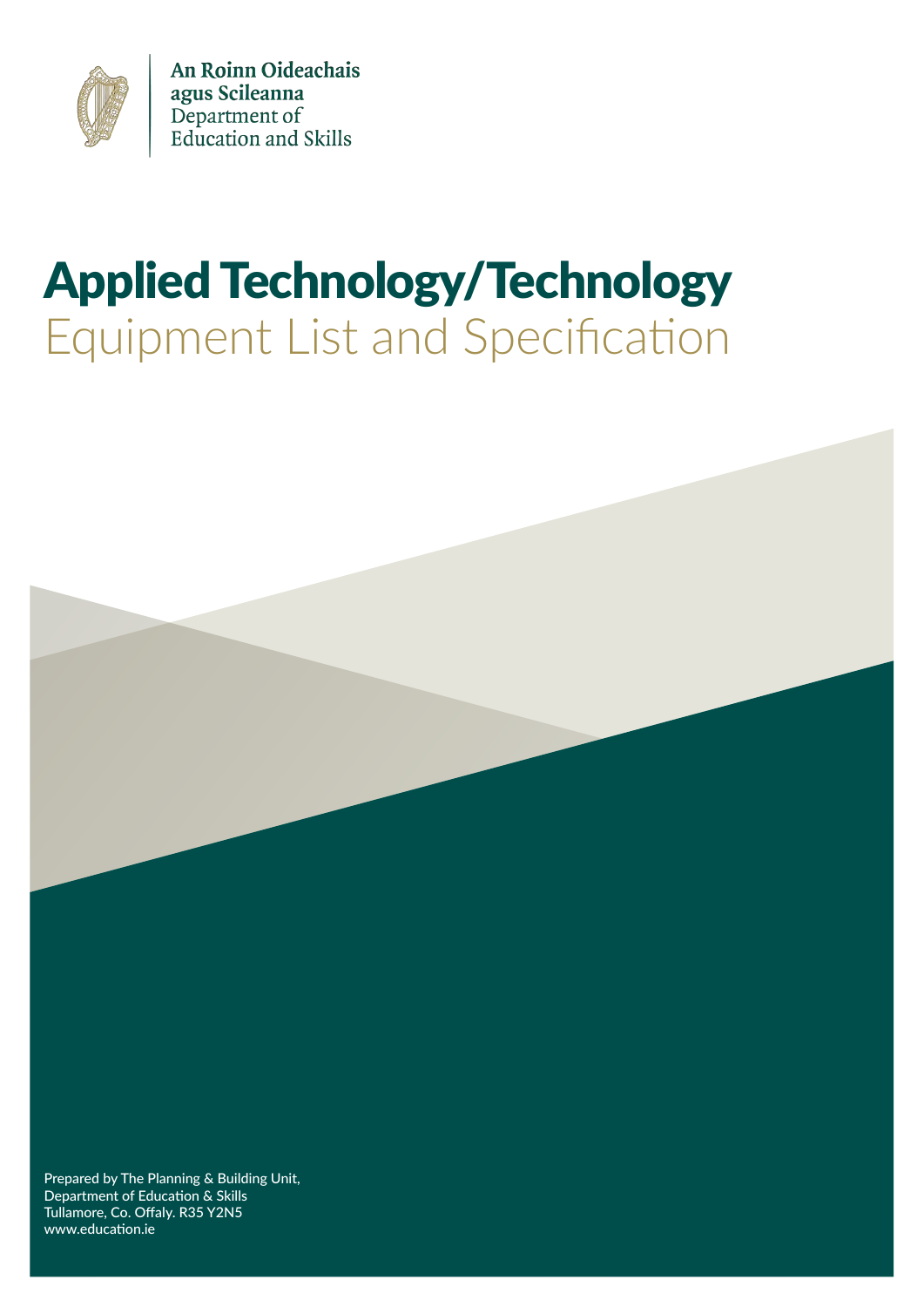An Roinn Oideachais agus Scileanna
Department of Education and Skills

# Applied Technology/Technology

## Equipment List and Specification

Prepared by The Planning & Building Unit,
Department of Education & Skills
Tullamore, Co. Offaly. R35 Y2N5
www.education.ie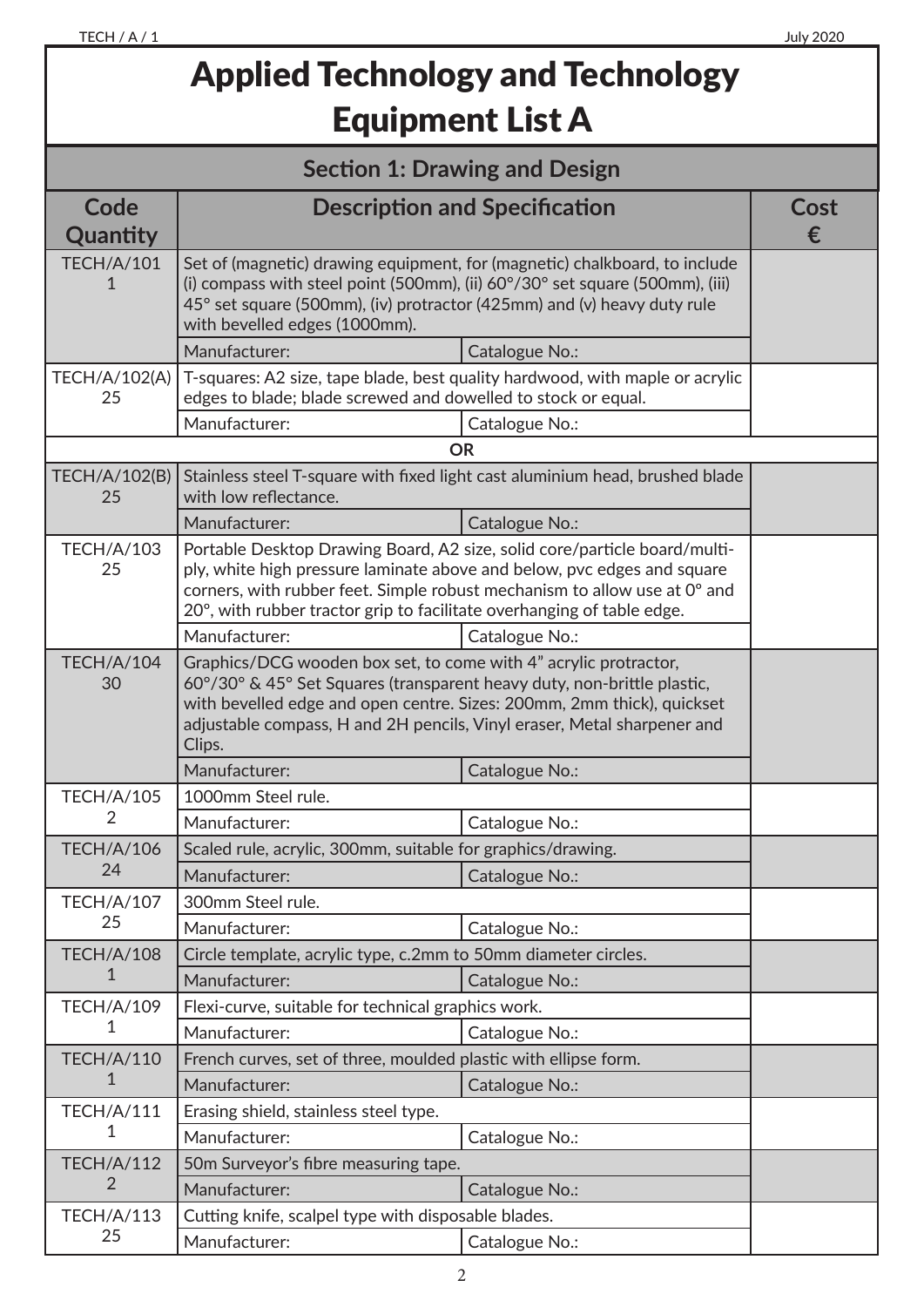# Applied Technology and Technology Equipment List A

## Section 1: Drawing and Design

| Code Quantity | Description and Specification | | Cost € |
|---|---|---|---|
| TECH/A/101<br>1 | Set of (magnetic) drawing equipment, for (magnetic) chalkboard, to include (i) compass with steel point (500mm), (ii) 60°/30° set square (500mm), (iii) 45° set square (500mm), (iv) protractor (425mm) and (v) heavy duty rule with bevelled edges (1000mm). | | |
| | Manufacturer: | Catalogue No.: | |
| TECH/A/102(A)<br>25 | T-squares: A2 size, tape blade, best quality hardwood, with maple or acrylic edges to blade; blade screwed and dowelled to stock or equal. | | |
| | Manufacturer: | Catalogue No.: | |
| | **OR** | | |
| TECH/A/102(B)<br>25 | Stainless steel T-square with fixed light cast aluminium head, brushed blade with low reflectance. | | |
| | Manufacturer: | Catalogue No.: | |
| TECH/A/103<br>25 | Portable Desktop Drawing Board, A2 size, solid core/particle board/multi-ply, white high pressure laminate above and below, pvc edges and square corners, with rubber feet. Simple robust mechanism to allow use at 0° and 20°, with rubber tractor grip to facilitate overhanging of table edge. | | |
| | Manufacturer: | Catalogue No.: | |
| TECH/A/104<br>30 | Graphics/DCG wooden box set, to come with 4" acrylic protractor, 60°/30° & 45° Set Squares (transparent heavy duty, non-brittle plastic, with bevelled edge and open centre. Sizes: 200mm, 2mm thick), quickset adjustable compass, H and 2H pencils, Vinyl eraser, Metal sharpener and Clips. | | |
| | Manufacturer: | Catalogue No.: | |
| TECH/A/105<br>2 | 1000mm Steel rule. | | |
| | Manufacturer: | Catalogue No.: | |
| TECH/A/106<br>24 | Scaled rule, acrylic, 300mm, suitable for graphics/drawing. | | |
| | Manufacturer: | Catalogue No.: | |
| TECH/A/107<br>25 | 300mm Steel rule. | | |
| | Manufacturer: | Catalogue No.: | |
| TECH/A/108<br>1 | Circle template, acrylic type, c.2mm to 50mm diameter circles. | | |
| | Manufacturer: | Catalogue No.: | |
| TECH/A/109<br>1 | Flexi-curve, suitable for technical graphics work. | | |
| | Manufacturer: | Catalogue No.: | |
| TECH/A/110<br>1 | French curves, set of three, moulded plastic with ellipse form. | | |
| | Manufacturer: | Catalogue No.: | |
| TECH/A/111<br>1 | Erasing shield, stainless steel type. | | |
| | Manufacturer: | Catalogue No.: | |
| TECH/A/112<br>2 | 50m Surveyor's fibre measuring tape. | | |
| | Manufacturer: | Catalogue No.: | |
| TECH/A/113<br>25 | Cutting knife, scalpel type with disposable blades. | | |
| | Manufacturer: | Catalogue No.: | |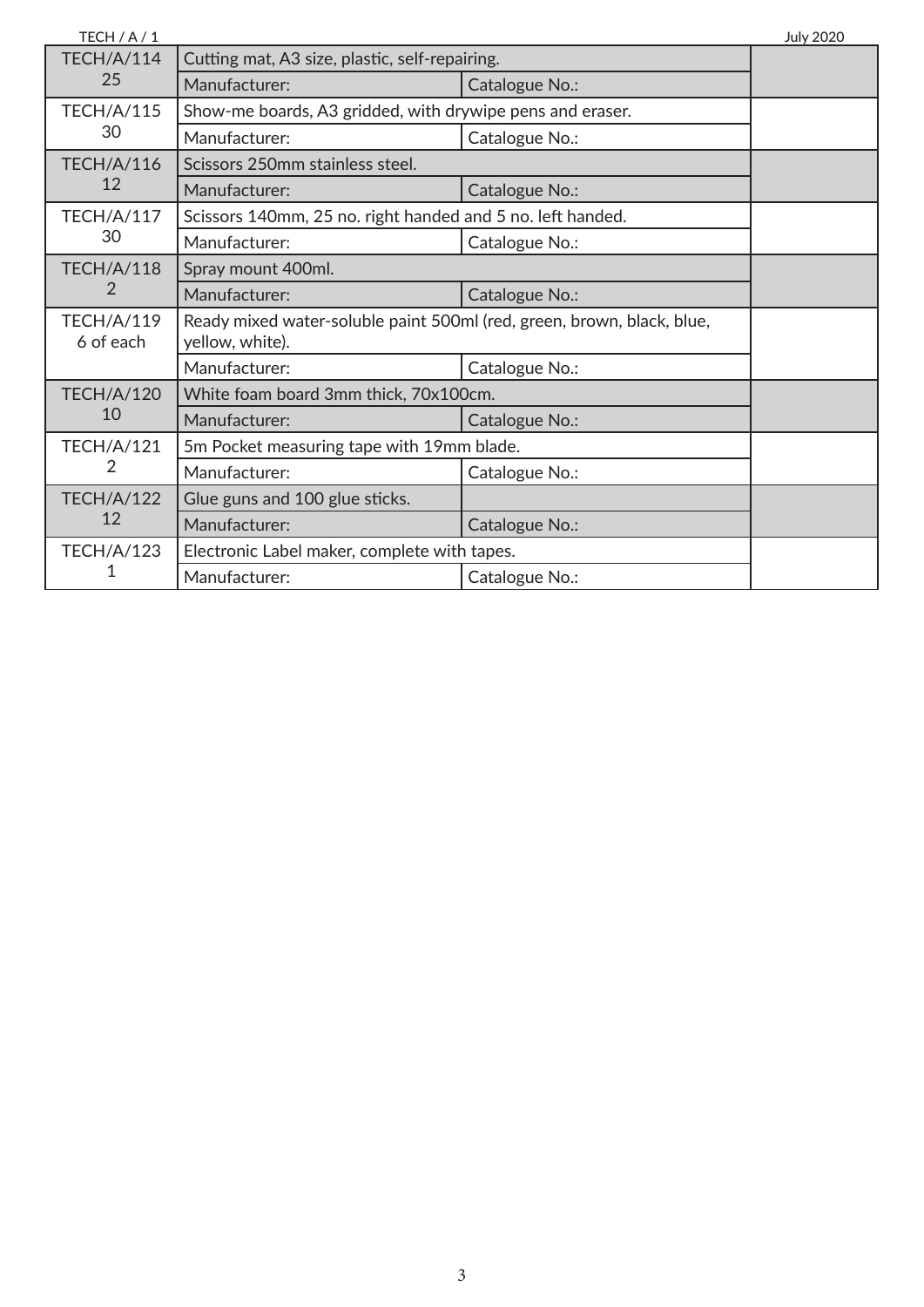| | | | |
|---|---|---|---|
| TECH/A/114<br>25 | Cutting mat, A3 size, plastic, self-repairing. | | |
| | Manufacturer: | Catalogue No.: | |
| TECH/A/115<br>30 | Show-me boards, A3 gridded, with drywipe pens and eraser. | | |
| | Manufacturer: | Catalogue No.: | |
| TECH/A/116<br>12 | Scissors 250mm stainless steel. | | |
| | Manufacturer: | Catalogue No.: | |
| TECH/A/117<br>30 | Scissors 140mm, 25 no. right handed and 5 no. left handed. | | |
| | Manufacturer: | Catalogue No.: | |
| TECH/A/118<br>2 | Spray mount 400ml. | | |
| | Manufacturer: | Catalogue No.: | |
| TECH/A/119<br>6 of each | Ready mixed water-soluble paint 500ml (red, green, brown, black, blue, yellow, white). | | |
| | Manufacturer: | Catalogue No.: | |
| TECH/A/120<br>10 | White foam board 3mm thick, 70x100cm. | | |
| | Manufacturer: | Catalogue No.: | |
| TECH/A/121<br>2 | 5m Pocket measuring tape with 19mm blade. | | |
| | Manufacturer: | Catalogue No.: | |
| TECH/A/122<br>12 | Glue guns and 100 glue sticks. | | |
| | Manufacturer: | Catalogue No.: | |
| TECH/A/123<br>1 | Electronic Label maker, complete with tapes. | | |
| | Manufacturer: | Catalogue No.: | |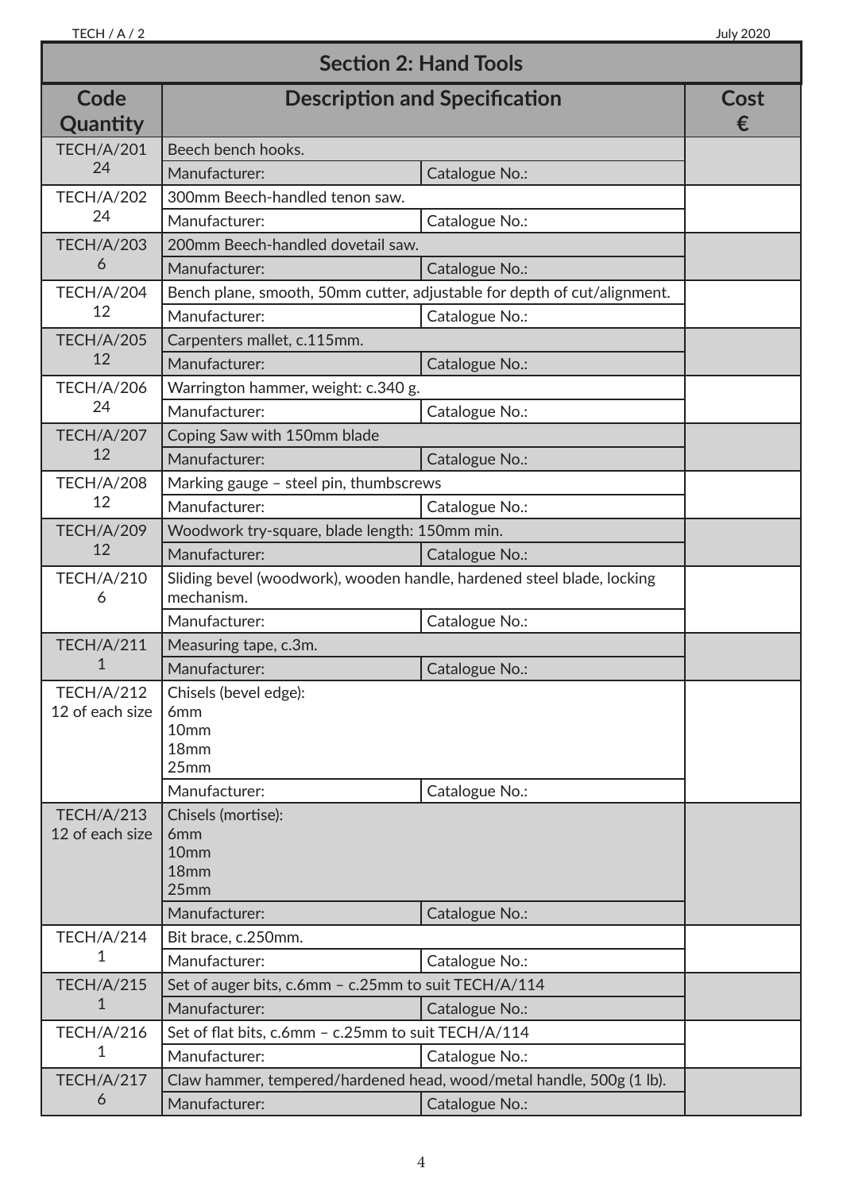## Section 2: Hand Tools

| Code Quantity | Description and Specification | | Cost € |
|---|---|---|---|
| TECH/A/201<br>24 | Beech bench hooks. | | |
| | Manufacturer: | Catalogue No.: | |
| TECH/A/202<br>24 | 300mm Beech-handled tenon saw. | | |
| | Manufacturer: | Catalogue No.: | |
| TECH/A/203<br>6 | 200mm Beech-handled dovetail saw. | | |
| | Manufacturer: | Catalogue No.: | |
| TECH/A/204<br>12 | Bench plane, smooth, 50mm cutter, adjustable for depth of cut/alignment. | | |
| | Manufacturer: | Catalogue No.: | |
| TECH/A/205<br>12 | Carpenters mallet, c.115mm. | | |
| | Manufacturer: | Catalogue No.: | |
| TECH/A/206<br>24 | Warrington hammer, weight: c.340 g. | | |
| | Manufacturer: | Catalogue No.: | |
| TECH/A/207<br>12 | Coping Saw with 150mm blade | | |
| | Manufacturer: | Catalogue No.: | |
| TECH/A/208<br>12 | Marking gauge – steel pin, thumbscrews | | |
| | Manufacturer: | Catalogue No.: | |
| TECH/A/209<br>12 | Woodwork try-square, blade length: 150mm min. | | |
| | Manufacturer: | Catalogue No.: | |
| TECH/A/210<br>6 | Sliding bevel (woodwork), wooden handle, hardened steel blade, locking mechanism. | | |
| | Manufacturer: | Catalogue No.: | |
| TECH/A/211<br>1 | Measuring tape, c.3m. | | |
| | Manufacturer: | Catalogue No.: | |
| TECH/A/212<br>12 of each size | Chisels (bevel edge):<br>6mm<br>10mm<br>18mm<br>25mm | | |
| | Manufacturer: | Catalogue No.: | |
| TECH/A/213<br>12 of each size | Chisels (mortise):<br>6mm<br>10mm<br>18mm<br>25mm | | |
| | Manufacturer: | Catalogue No.: | |
| TECH/A/214<br>1 | Bit brace, c.250mm. | | |
| | Manufacturer: | Catalogue No.: | |
| TECH/A/215<br>1 | Set of auger bits, c.6mm – c.25mm to suit TECH/A/114 | | |
| | Manufacturer: | Catalogue No.: | |
| TECH/A/216<br>1 | Set of flat bits, c.6mm – c.25mm to suit TECH/A/114 | | |
| | Manufacturer: | Catalogue No.: | |
| TECH/A/217<br>6 | Claw hammer, tempered/hardened head, wood/metal handle, 500g (1 lb). | | |
| | Manufacturer: | Catalogue No.: | |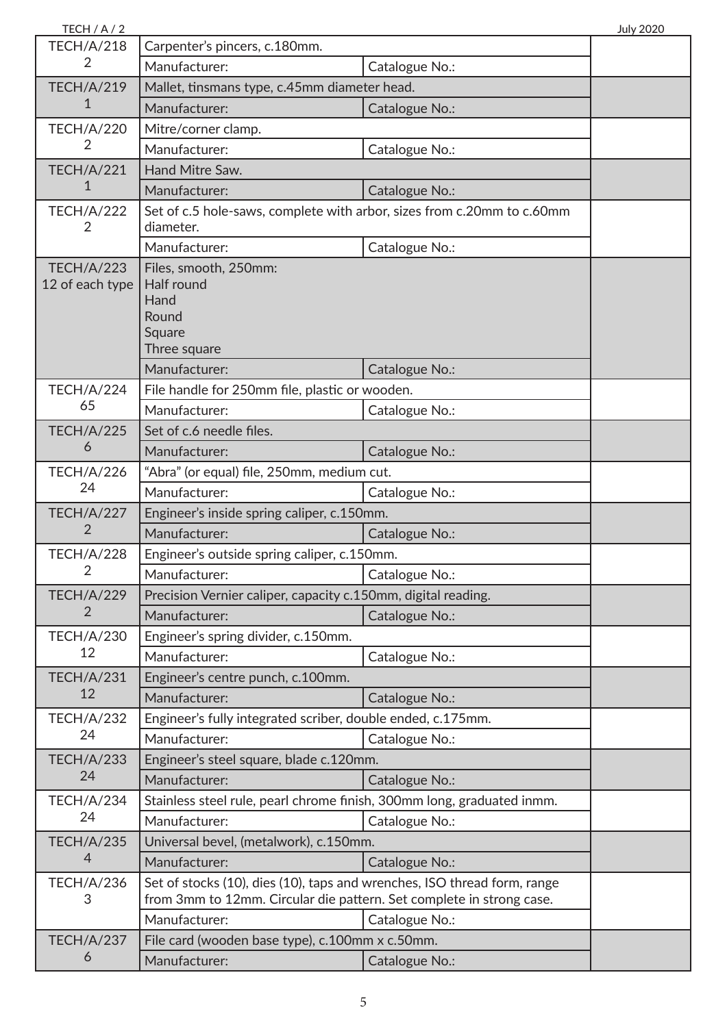| | | | |
|---|---|---|---|
| TECH/A/218<br>2 | Carpenter's pincers, c.180mm. | | |
| | Manufacturer: | Catalogue No.: | |
| TECH/A/219<br>1 | Mallet, tinsmans type, c.45mm diameter head. | | |
| | Manufacturer: | Catalogue No.: | |
| TECH/A/220<br>2 | Mitre/corner clamp. | | |
| | Manufacturer: | Catalogue No.: | |
| TECH/A/221<br>1 | Hand Mitre Saw. | | |
| | Manufacturer: | Catalogue No.: | |
| TECH/A/222<br>2 | Set of c.5 hole-saws, complete with arbor, sizes from c.20mm to c.60mm diameter. | | |
| | Manufacturer: | Catalogue No.: | |
| TECH/A/223<br>12 of each type | Files, smooth, 250mm:<br>Half round<br>Hand<br>Round<br>Square<br>Three square | | |
| | Manufacturer: | Catalogue No.: | |
| TECH/A/224<br>65 | File handle for 250mm file, plastic or wooden. | | |
| | Manufacturer: | Catalogue No.: | |
| TECH/A/225<br>6 | Set of c.6 needle files. | | |
| | Manufacturer: | Catalogue No.: | |
| TECH/A/226<br>24 | "Abra" (or equal) file, 250mm, medium cut. | | |
| | Manufacturer: | Catalogue No.: | |
| TECH/A/227<br>2 | Engineer's inside spring caliper, c.150mm. | | |
| | Manufacturer: | Catalogue No.: | |
| TECH/A/228<br>2 | Engineer's outside spring caliper, c.150mm. | | |
| | Manufacturer: | Catalogue No.: | |
| TECH/A/229<br>2 | Precision Vernier caliper, capacity c.150mm, digital reading. | | |
| | Manufacturer: | Catalogue No.: | |
| TECH/A/230<br>12 | Engineer's spring divider, c.150mm. | | |
| | Manufacturer: | Catalogue No.: | |
| TECH/A/231<br>12 | Engineer's centre punch, c.100mm. | | |
| | Manufacturer: | Catalogue No.: | |
| TECH/A/232<br>24 | Engineer's fully integrated scriber, double ended, c.175mm. | | |
| | Manufacturer: | Catalogue No.: | |
| TECH/A/233<br>24 | Engineer's steel square, blade c.120mm. | | |
| | Manufacturer: | Catalogue No.: | |
| TECH/A/234<br>24 | Stainless steel rule, pearl chrome finish, 300mm long, graduated inmm. | | |
| | Manufacturer: | Catalogue No.: | |
| TECH/A/235<br>4 | Universal bevel, (metalwork), c.150mm. | | |
| | Manufacturer: | Catalogue No.: | |
| TECH/A/236<br>3 | Set of stocks (10), dies (10), taps and wrenches, ISO thread form, range from 3mm to 12mm. Circular die pattern. Set complete in strong case. | | |
| | Manufacturer: | Catalogue No.: | |
| TECH/A/237<br>6 | File card (wooden base type), c.100mm x c.50mm. | | |
| | Manufacturer: | Catalogue No.: | |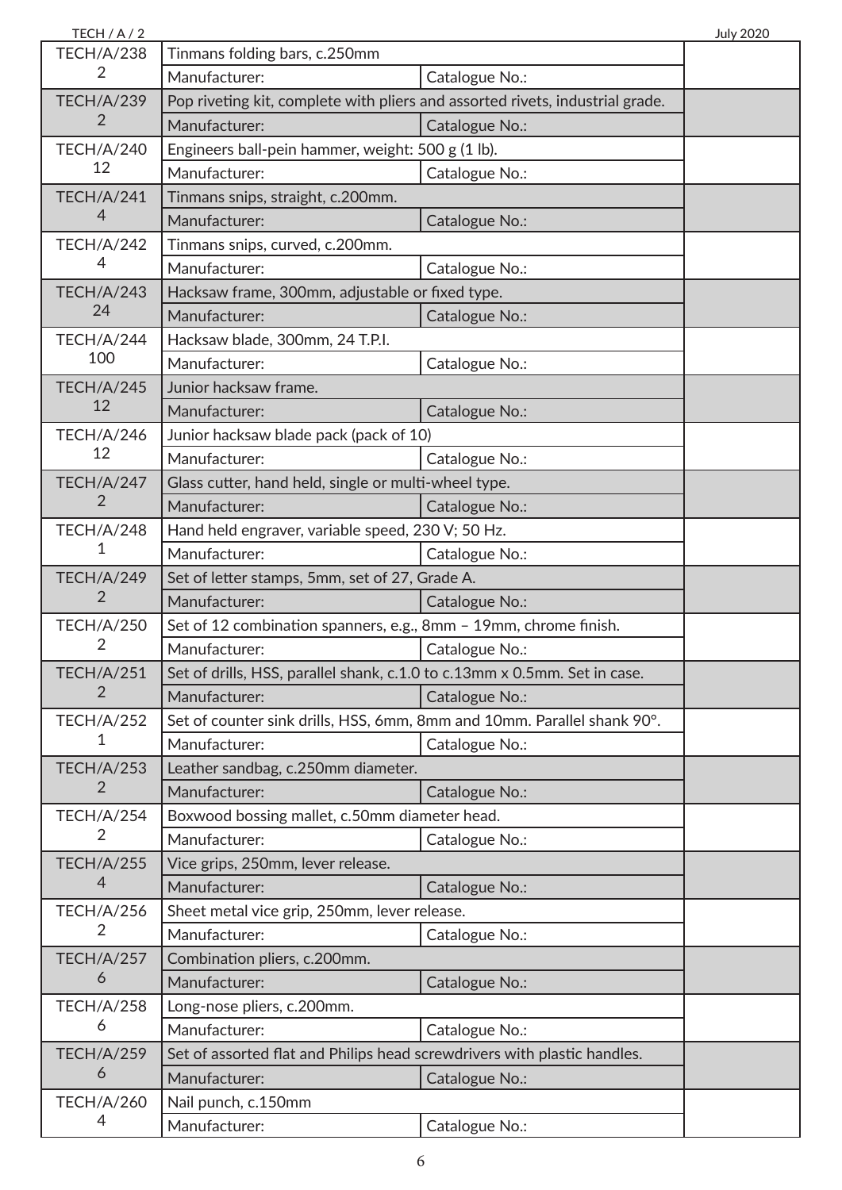| | | | |
|---|---|---|---|
| TECH/A/238<br>2 | Tinmans folding bars, c.250mm | | |
| | Manufacturer: | Catalogue No.: | |
| TECH/A/239<br>2 | Pop riveting kit, complete with pliers and assorted rivets, industrial grade. | | |
| | Manufacturer: | Catalogue No.: | |
| TECH/A/240<br>12 | Engineers ball-pein hammer, weight: 500 g (1 lb). | | |
| | Manufacturer: | Catalogue No.: | |
| TECH/A/241<br>4 | Tinmans snips, straight, c.200mm. | | |
| | Manufacturer: | Catalogue No.: | |
| TECH/A/242<br>4 | Tinmans snips, curved, c.200mm. | | |
| | Manufacturer: | Catalogue No.: | |
| TECH/A/243<br>24 | Hacksaw frame, 300mm, adjustable or fixed type. | | |
| | Manufacturer: | Catalogue No.: | |
| TECH/A/244<br>100 | Hacksaw blade, 300mm, 24 T.P.I. | | |
| | Manufacturer: | Catalogue No.: | |
| TECH/A/245<br>12 | Junior hacksaw frame. | | |
| | Manufacturer: | Catalogue No.: | |
| TECH/A/246<br>12 | Junior hacksaw blade pack (pack of 10) | | |
| | Manufacturer: | Catalogue No.: | |
| TECH/A/247<br>2 | Glass cutter, hand held, single or multi-wheel type. | | |
| | Manufacturer: | Catalogue No.: | |
| TECH/A/248<br>1 | Hand held engraver, variable speed, 230 V; 50 Hz. | | |
| | Manufacturer: | Catalogue No.: | |
| TECH/A/249<br>2 | Set of letter stamps, 5mm, set of 27, Grade A. | | |
| | Manufacturer: | Catalogue No.: | |
| TECH/A/250<br>2 | Set of 12 combination spanners, e.g., 8mm – 19mm, chrome finish. | | |
| | Manufacturer: | Catalogue No.: | |
| TECH/A/251<br>2 | Set of drills, HSS, parallel shank, c.1.0 to c.13mm x 0.5mm. Set in case. | | |
| | Manufacturer: | Catalogue No.: | |
| TECH/A/252<br>1 | Set of counter sink drills, HSS, 6mm, 8mm and 10mm. Parallel shank 90°. | | |
| | Manufacturer: | Catalogue No.: | |
| TECH/A/253<br>2 | Leather sandbag, c.250mm diameter. | | |
| | Manufacturer: | Catalogue No.: | |
| TECH/A/254<br>2 | Boxwood bossing mallet, c.50mm diameter head. | | |
| | Manufacturer: | Catalogue No.: | |
| TECH/A/255<br>4 | Vice grips, 250mm, lever release. | | |
| | Manufacturer: | Catalogue No.: | |
| TECH/A/256<br>2 | Sheet metal vice grip, 250mm, lever release. | | |
| | Manufacturer: | Catalogue No.: | |
| TECH/A/257<br>6 | Combination pliers, c.200mm. | | |
| | Manufacturer: | Catalogue No.: | |
| TECH/A/258<br>6 | Long-nose pliers, c.200mm. | | |
| | Manufacturer: | Catalogue No.: | |
| TECH/A/259<br>6 | Set of assorted flat and Philips head screwdrivers with plastic handles. | | |
| | Manufacturer: | Catalogue No.: | |
| TECH/A/260<br>4 | Nail punch, c.150mm | | |
| | Manufacturer: | Catalogue No.: | |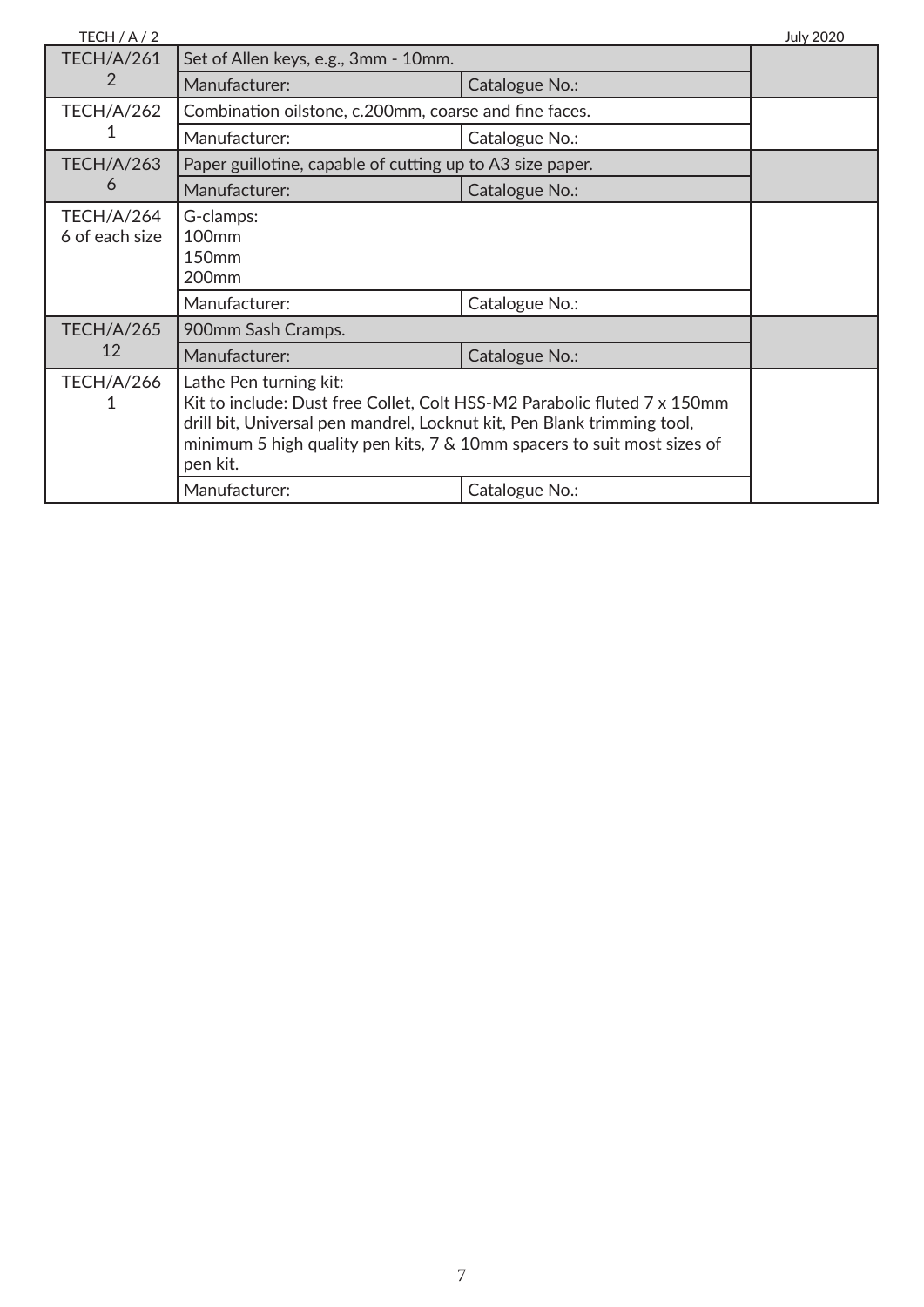| | | | |
|---|---|---|---|
| TECH/A/261<br>2 | Set of Allen keys, e.g., 3mm - 10mm. | | |
| | Manufacturer: | Catalogue No.: | |
| TECH/A/262<br>1 | Combination oilstone, c.200mm, coarse and fine faces. | | |
| | Manufacturer: | Catalogue No.: | |
| TECH/A/263<br>6 | Paper guillotine, capable of cutting up to A3 size paper. | | |
| | Manufacturer: | Catalogue No.: | |
| TECH/A/264<br>6 of each size | G-clamps:<br>100mm<br>150mm<br>200mm | | |
| | Manufacturer: | Catalogue No.: | |
| TECH/A/265<br>12 | 900mm Sash Cramps. | | |
| | Manufacturer: | Catalogue No.: | |
| TECH/A/266<br>1 | Lathe Pen turning kit:<br>Kit to include: Dust free Collet, Colt HSS-M2 Parabolic fluted 7 x 150mm drill bit, Universal pen mandrel, Locknut kit, Pen Blank trimming tool, minimum 5 high quality pen kits, 7 & 10mm spacers to suit most sizes of pen kit. | | |
| | Manufacturer: | Catalogue No.: | |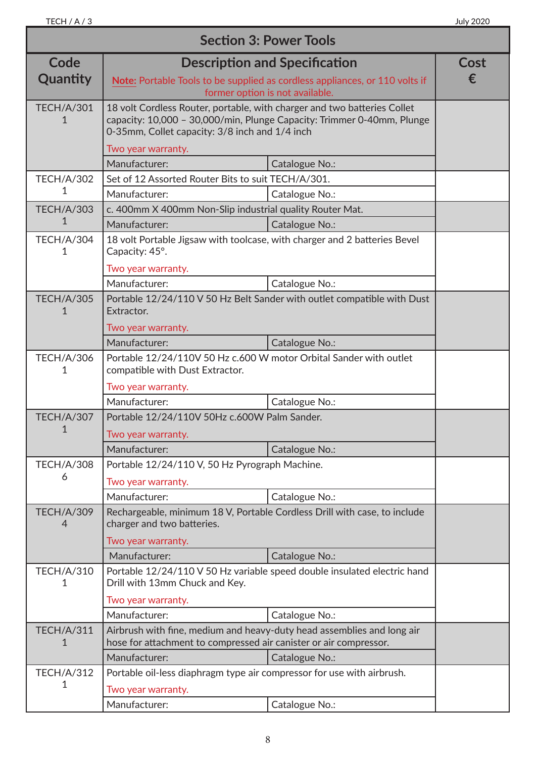## Section 3: Power Tools

| Code Quantity | Description and Specification<br>**Note:** Portable Tools to be supplied as cordless appliances, or 110 volts if former option is not available. | | Cost € |
|---|---|---|---|
| TECH/A/301<br>1 | 18 volt Cordless Router, portable, with charger and two batteries Collet capacity: 10,000 – 30,000/min, Plunge Capacity: Trimmer 0-40mm, Plunge 0-35mm, Collet capacity: 3/8 inch and 1/4 inch<br>Two year warranty. | | |
| | Manufacturer: | Catalogue No.: | |
| TECH/A/302<br>1 | Set of 12 Assorted Router Bits to suit TECH/A/301. | | |
| | Manufacturer: | Catalogue No.: | |
| TECH/A/303<br>1 | c. 400mm X 400mm Non-Slip industrial quality Router Mat. | | |
| | Manufacturer: | Catalogue No.: | |
| TECH/A/304<br>1 | 18 volt Portable Jigsaw with toolcase, with charger and 2 batteries Bevel Capacity: 45°.<br>Two year warranty. | | |
| | Manufacturer: | Catalogue No.: | |
| TECH/A/305<br>1 | Portable 12/24/110 V 50 Hz Belt Sander with outlet compatible with Dust Extractor.<br>Two year warranty. | | |
| | Manufacturer: | Catalogue No.: | |
| TECH/A/306<br>1 | Portable 12/24/110V 50 Hz c.600 W motor Orbital Sander with outlet compatible with Dust Extractor.<br>Two year warranty. | | |
| | Manufacturer: | Catalogue No.: | |
| TECH/A/307<br>1 | Portable 12/24/110V 50Hz c.600W Palm Sander.<br>Two year warranty. | | |
| | Manufacturer: | Catalogue No.: | |
| TECH/A/308<br>6 | Portable 12/24/110 V, 50 Hz Pyrograph Machine.<br>Two year warranty. | | |
| | Manufacturer: | Catalogue No.: | |
| TECH/A/309<br>4 | Rechargeable, minimum 18 V, Portable Cordless Drill with case, to include charger and two batteries.<br>Two year warranty. | | |
| | Manufacturer: | Catalogue No.: | |
| TECH/A/310<br>1 | Portable 12/24/110 V 50 Hz variable speed double insulated electric hand Drill with 13mm Chuck and Key.<br>Two year warranty. | | |
| | Manufacturer: | Catalogue No.: | |
| TECH/A/311<br>1 | Airbrush with fine, medium and heavy-duty head assemblies and long air hose for attachment to compressed air canister or air compressor. | | |
| | Manufacturer: | Catalogue No.: | |
| TECH/A/312<br>1 | Portable oil-less diaphragm type air compressor for use with airbrush.<br>Two year warranty. | | |
| | Manufacturer: | Catalogue No.: | |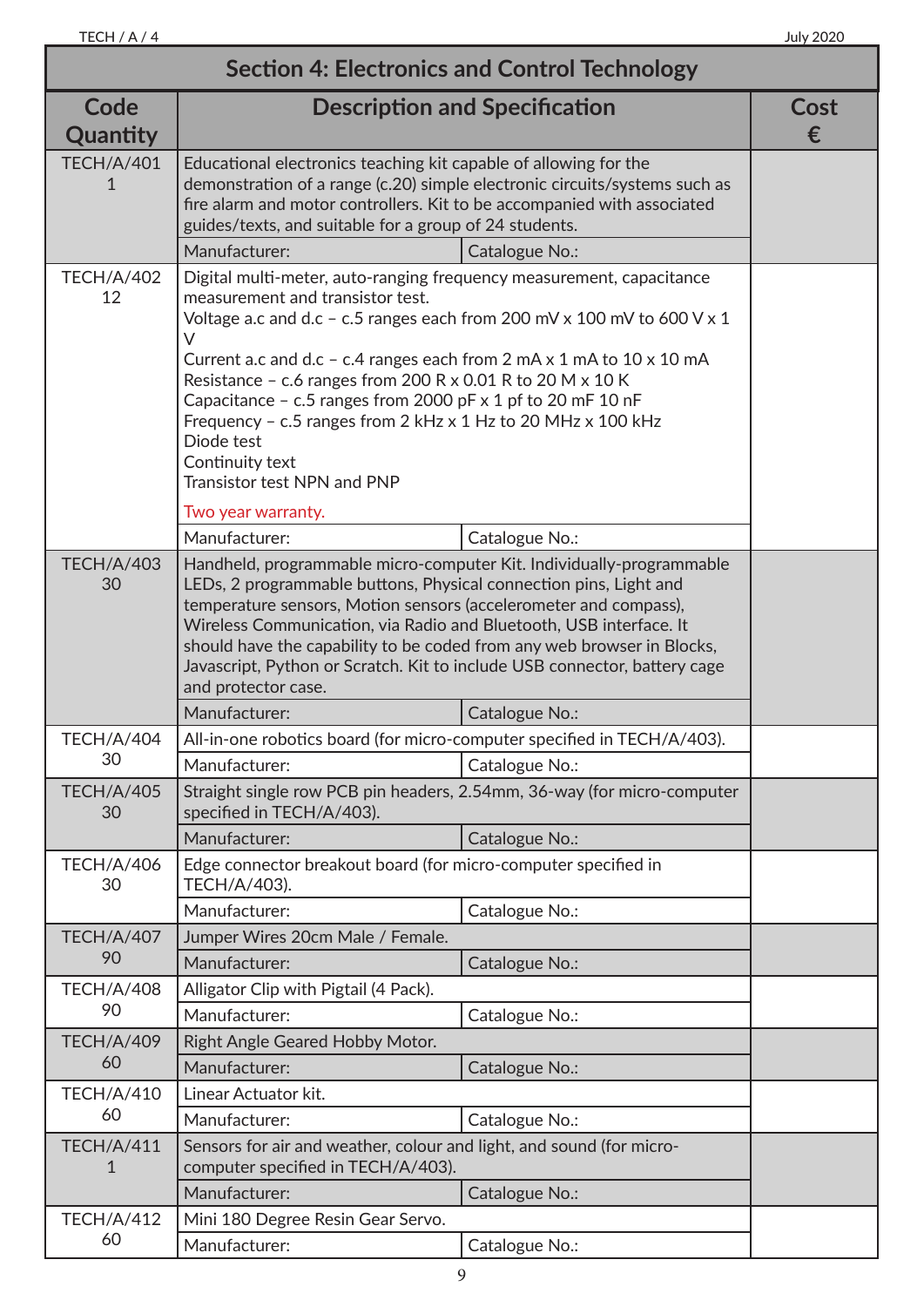## Section 4: Electronics and Control Technology

| Code Quantity | Description and Specification | | Cost € |
|---|---|---|---|
| TECH/A/401<br>1 | Educational electronics teaching kit capable of allowing for the demonstration of a range (c.20) simple electronic circuits/systems such as fire alarm and motor controllers. Kit to be accompanied with associated guides/texts, and suitable for a group of 24 students. | | |
| | Manufacturer: | Catalogue No.: | |
| TECH/A/402<br>12 | Digital multi-meter, auto-ranging frequency measurement, capacitance measurement and transistor test.<br>Voltage a.c and d.c – c.5 ranges each from 200 mV x 100 mV to 600 V x 1 V<br>Current a.c and d.c – c.4 ranges each from 2 mA x 1 mA to 10 x 10 mA<br>Resistance – c.6 ranges from 200 R x 0.01 R to 20 M x 10 K<br>Capacitance – c.5 ranges from 2000 pF x 1 pf to 20 mF 10 nF<br>Frequency – c.5 ranges from 2 kHz x 1 Hz to 20 MHz x 100 kHz<br>Diode test<br>Continuity text<br>Transistor test NPN and PNP<br>Two year warranty. | | |
| | Manufacturer: | Catalogue No.: | |
| TECH/A/403<br>30 | Handheld, programmable micro-computer Kit. Individually-programmable LEDs, 2 programmable buttons, Physical connection pins, Light and temperature sensors, Motion sensors (accelerometer and compass), Wireless Communication, via Radio and Bluetooth, USB interface. It should have the capability to be coded from any web browser in Blocks, Javascript, Python or Scratch. Kit to include USB connector, battery cage and protector case. | | |
| | Manufacturer: | Catalogue No.: | |
| TECH/A/404<br>30 | All-in-one robotics board (for micro-computer specified in TECH/A/403). | | |
| | Manufacturer: | Catalogue No.: | |
| TECH/A/405<br>30 | Straight single row PCB pin headers, 2.54mm, 36-way (for micro-computer specified in TECH/A/403). | | |
| | Manufacturer: | Catalogue No.: | |
| TECH/A/406<br>30 | Edge connector breakout board (for micro-computer specified in TECH/A/403). | | |
| | Manufacturer: | Catalogue No.: | |
| TECH/A/407<br>90 | Jumper Wires 20cm Male / Female. | | |
| | Manufacturer: | Catalogue No.: | |
| TECH/A/408<br>90 | Alligator Clip with Pigtail (4 Pack). | | |
| | Manufacturer: | Catalogue No.: | |
| TECH/A/409<br>60 | Right Angle Geared Hobby Motor. | | |
| | Manufacturer: | Catalogue No.: | |
| TECH/A/410<br>60 | Linear Actuator kit. | | |
| | Manufacturer: | Catalogue No.: | |
| TECH/A/411<br>1 | Sensors for air and weather, colour and light, and sound (for micro-computer specified in TECH/A/403). | | |
| | Manufacturer: | Catalogue No.: | |
| TECH/A/412<br>60 | Mini 180 Degree Resin Gear Servo. | | |
| | Manufacturer: | Catalogue No.: | |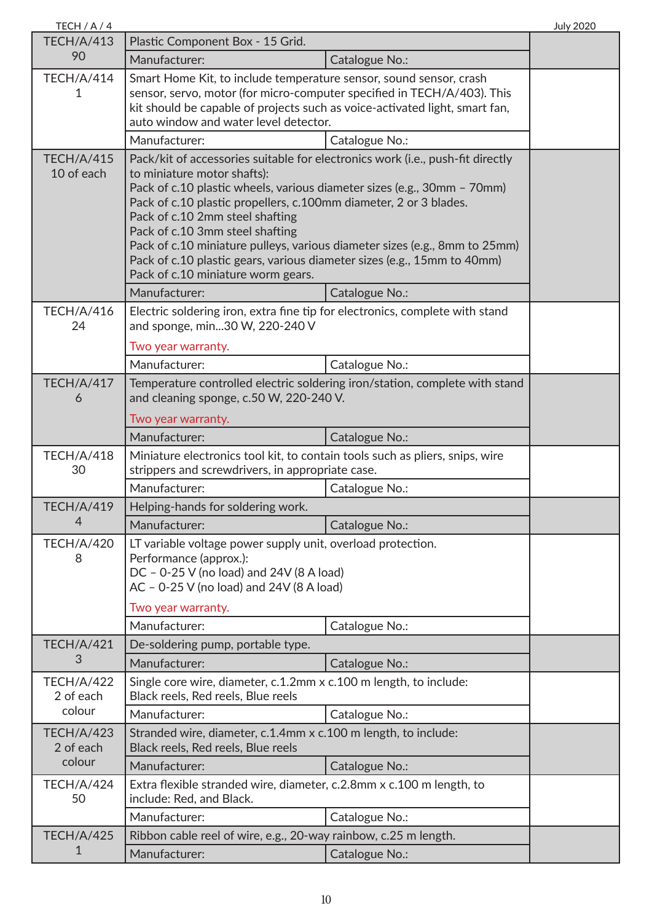| Item | Description | | |
|---|---|---|---|
| TECH/A/413<br>90 | Plastic Component Box - 15 Grid. | | |
| | Manufacturer: | Catalogue No.: | |
| TECH/A/414<br>1 | Smart Home Kit, to include temperature sensor, sound sensor, crash sensor, servo, motor (for micro-computer specified in TECH/A/403). This kit should be capable of projects such as voice-activated light, smart fan, auto window and water level detector. | | |
| | Manufacturer: | Catalogue No.: | |
| TECH/A/415<br>10 of each | Pack/kit of accessories suitable for electronics work (i.e., push-fit directly to miniature motor shafts):<br>Pack of c.10 plastic wheels, various diameter sizes (e.g., 30mm – 70mm)<br>Pack of c.10 plastic propellers, c.100mm diameter, 2 or 3 blades.<br>Pack of c.10 2mm steel shafting<br>Pack of c.10 3mm steel shafting<br>Pack of c.10 miniature pulleys, various diameter sizes (e.g., 8mm to 25mm)<br>Pack of c.10 plastic gears, various diameter sizes (e.g., 15mm to 40mm)<br>Pack of c.10 miniature worm gears. | | |
| | Manufacturer: | Catalogue No.: | |
| TECH/A/416<br>24 | Electric soldering iron, extra fine tip for electronics, complete with stand and sponge, min...30 W, 220-240 V<br>Two year warranty. | | |
| | Manufacturer: | Catalogue No.: | |
| TECH/A/417<br>6 | Temperature controlled electric soldering iron/station, complete with stand and cleaning sponge, c.50 W, 220-240 V.<br>Two year warranty. | | |
| | Manufacturer: | Catalogue No.: | |
| TECH/A/418<br>30 | Miniature electronics tool kit, to contain tools such as pliers, snips, wire strippers and screwdrivers, in appropriate case. | | |
| | Manufacturer: | Catalogue No.: | |
| TECH/A/419<br>4 | Helping-hands for soldering work. | | |
| | Manufacturer: | Catalogue No.: | |
| TECH/A/420<br>8 | LT variable voltage power supply unit, overload protection.<br>Performance (approx.):<br>DC – 0-25 V (no load) and 24V (8 A load)<br>AC – 0-25 V (no load) and 24V (8 A load)<br>Two year warranty. | | |
| | Manufacturer: | Catalogue No.: | |
| TECH/A/421<br>3 | De-soldering pump, portable type. | | |
| | Manufacturer: | Catalogue No.: | |
| TECH/A/422<br>2 of each colour | Single core wire, diameter, c.1.2mm x c.100 m length, to include:<br>Black reels, Red reels, Blue reels | | |
| | Manufacturer: | Catalogue No.: | |
| TECH/A/423<br>2 of each colour | Stranded wire, diameter, c.1.4mm x c.100 m length, to include:<br>Black reels, Red reels, Blue reels | | |
| | Manufacturer: | Catalogue No.: | |
| TECH/A/424<br>50 | Extra flexible stranded wire, diameter, c.2.8mm x c.100 m length, to include: Red, and Black. | | |
| | Manufacturer: | Catalogue No.: | |
| TECH/A/425<br>1 | Ribbon cable reel of wire, e.g., 20-way rainbow, c.25 m length. | | |
| | Manufacturer: | Catalogue No.: | |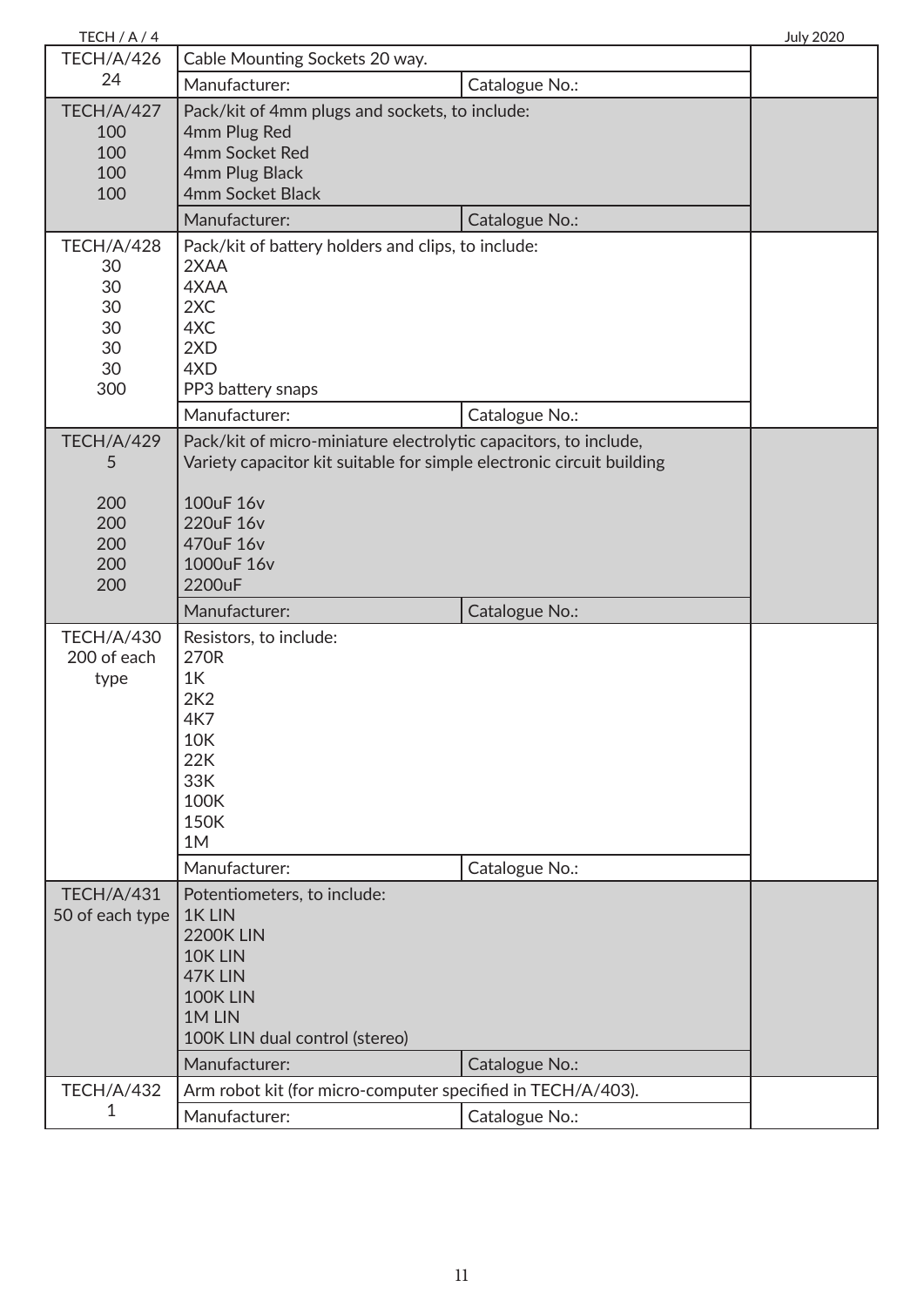| | | | |
|---|---|---|---|
| TECH/A/426<br>24 | Cable Mounting Sockets 20 way. | | |
| | Manufacturer: | Catalogue No.: | |
| TECH/A/427<br>100<br>100<br>100<br>100 | Pack/kit of 4mm plugs and sockets, to include:<br>4mm Plug Red<br>4mm Socket Red<br>4mm Plug Black<br>4mm Socket Black | | |
| | Manufacturer: | Catalogue No.: | |
| TECH/A/428<br>30<br>30<br>30<br>30<br>30<br>30<br>300 | Pack/kit of battery holders and clips, to include:<br>2XAA<br>4XAA<br>2XC<br>4XC<br>2XD<br>4XD<br>PP3 battery snaps | | |
| | Manufacturer: | Catalogue No.: | |
| TECH/A/429<br>5<br><br>200<br>200<br>200<br>200<br>200 | Pack/kit of micro-miniature electrolytic capacitors, to include,<br>Variety capacitor kit suitable for simple electronic circuit building<br><br>100uF 16v<br>220uF 16v<br>470uF 16v<br>1000uF 16v<br>2200uF | | |
| | Manufacturer: | Catalogue No.: | |
| TECH/A/430<br>200 of each type | Resistors, to include:<br>270R<br>1K<br>2K2<br>4K7<br>10K<br>22K<br>33K<br>100K<br>150K<br>1M | | |
| | Manufacturer: | Catalogue No.: | |
| TECH/A/431<br>50 of each type | Potentiometers, to include:<br>1K LIN<br>2200K LIN<br>10K LIN<br>47K LIN<br>100K LIN<br>1M LIN<br>100K LIN dual control (stereo) | | |
| | Manufacturer: | Catalogue No.: | |
| TECH/A/432<br>1 | Arm robot kit (for micro-computer specified in TECH/A/403). | | |
| | Manufacturer: | Catalogue No.: | |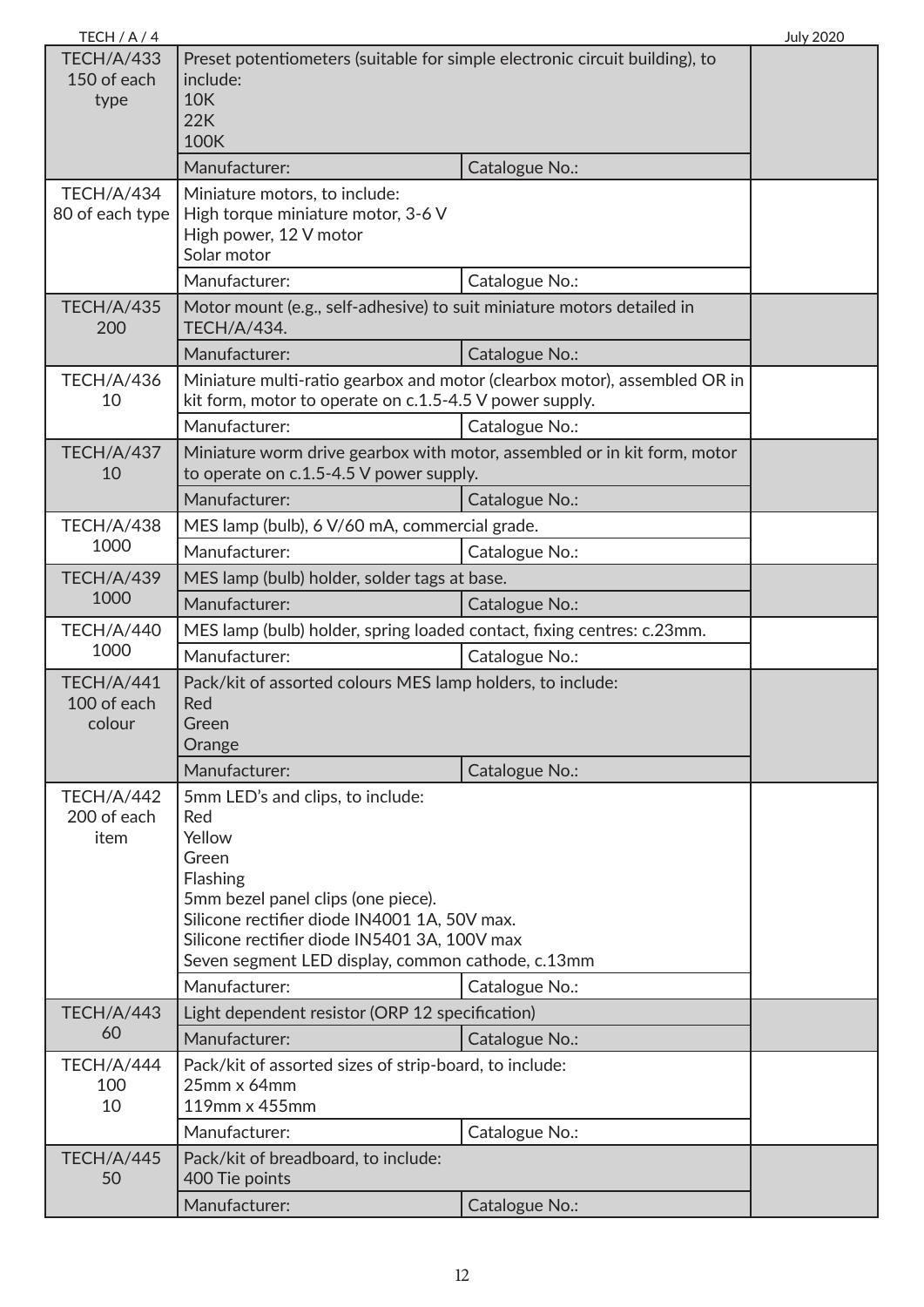| | | | |
|---|---|---|---|
| TECH/A/433<br>150 of each type | Preset potentiometers (suitable for simple electronic circuit building), to include:<br>10K<br>22K<br>100K | | |
| | Manufacturer: | Catalogue No.: | |
| TECH/A/434<br>80 of each type | Miniature motors, to include:<br>High torque miniature motor, 3-6 V<br>High power, 12 V motor<br>Solar motor | | |
| | Manufacturer: | Catalogue No.: | |
| TECH/A/435<br>200 | Motor mount (e.g., self-adhesive) to suit miniature motors detailed in TECH/A/434. | | |
| | Manufacturer: | Catalogue No.: | |
| TECH/A/436<br>10 | Miniature multi-ratio gearbox and motor (clearbox motor), assembled OR in kit form, motor to operate on c.1.5-4.5 V power supply. | | |
| | Manufacturer: | Catalogue No.: | |
| TECH/A/437<br>10 | Miniature worm drive gearbox with motor, assembled or in kit form, motor to operate on c.1.5-4.5 V power supply. | | |
| | Manufacturer: | Catalogue No.: | |
| TECH/A/438<br>1000 | MES lamp (bulb), 6 V/60 mA, commercial grade. | | |
| | Manufacturer: | Catalogue No.: | |
| TECH/A/439<br>1000 | MES lamp (bulb) holder, solder tags at base. | | |
| | Manufacturer: | Catalogue No.: | |
| TECH/A/440<br>1000 | MES lamp (bulb) holder, spring loaded contact, fixing centres: c.23mm. | | |
| | Manufacturer: | Catalogue No.: | |
| TECH/A/441<br>100 of each colour | Pack/kit of assorted colours MES lamp holders, to include:<br>Red<br>Green<br>Orange | | |
| | Manufacturer: | Catalogue No.: | |
| TECH/A/442<br>200 of each item | 5mm LED's and clips, to include:<br>Red<br>Yellow<br>Green<br>Flashing<br>5mm bezel panel clips (one piece).<br>Silicone rectifier diode IN4001 1A, 50V max.<br>Silicone rectifier diode IN5401 3A, 100V max<br>Seven segment LED display, common cathode, c.13mm | | |
| | Manufacturer: | Catalogue No.: | |
| TECH/A/443<br>60 | Light dependent resistor (ORP 12 specification) | | |
| | Manufacturer: | Catalogue No.: | |
| TECH/A/444<br>100<br>10 | Pack/kit of assorted sizes of strip-board, to include:<br>25mm x 64mm<br>119mm x 455mm | | |
| | Manufacturer: | Catalogue No.: | |
| TECH/A/445<br>50 | Pack/kit of breadboard, to include:<br>400 Tie points | | |
| | Manufacturer: | Catalogue No.: | |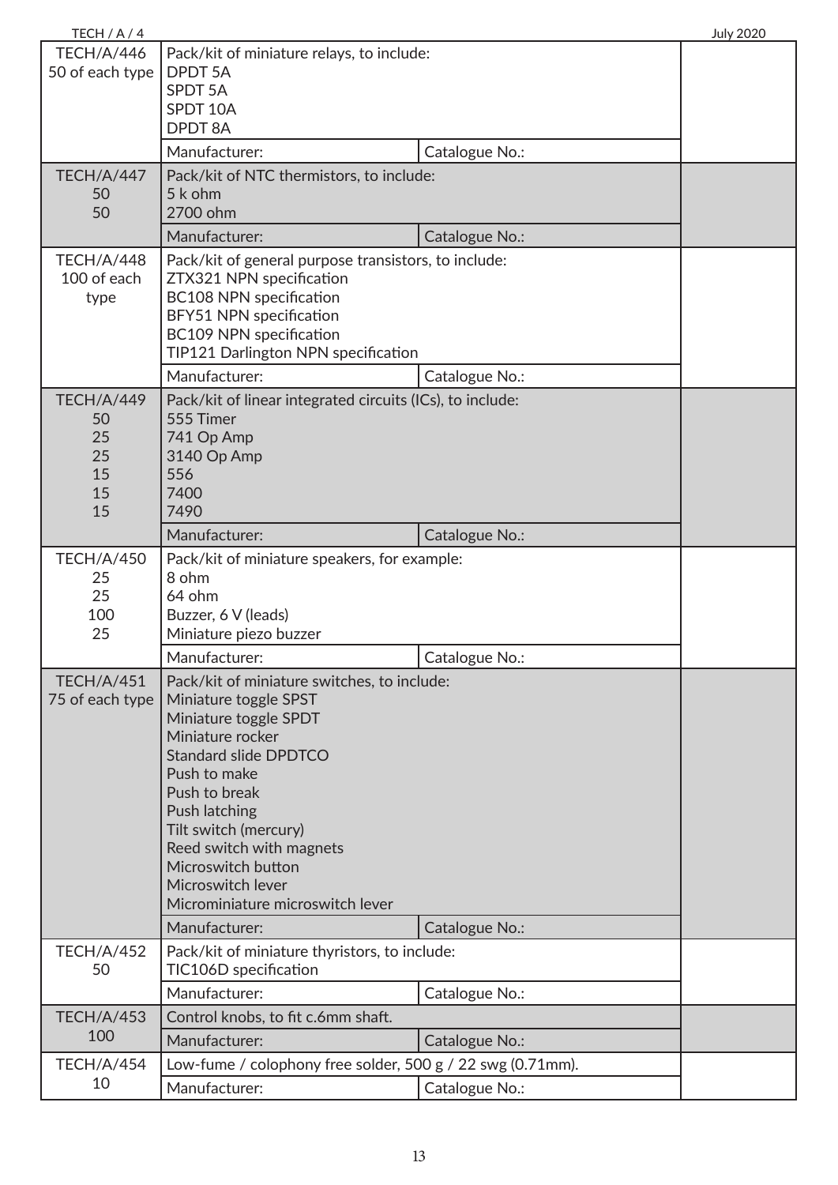| | | | |
|---|---|---|---|
| TECH/A/446<br>50 of each type | Pack/kit of miniature relays, to include:<br>DPDT 5A<br>SPDT 5A<br>SPDT 10A<br>DPDT 8A | | |
| | Manufacturer: | Catalogue No.: | |
| TECH/A/447<br>50<br>50 | Pack/kit of NTC thermistors, to include:<br>5 k ohm<br>2700 ohm | | |
| | Manufacturer: | Catalogue No.: | |
| TECH/A/448<br>100 of each type | Pack/kit of general purpose transistors, to include:<br>ZTX321 NPN specification<br>BC108 NPN specification<br>BFY51 NPN specification<br>BC109 NPN specification<br>TIP121 Darlington NPN specification | | |
| | Manufacturer: | Catalogue No.: | |
| TECH/A/449<br>50<br>25<br>25<br>15<br>15<br>15 | Pack/kit of linear integrated circuits (ICs), to include:<br>555 Timer<br>741 Op Amp<br>3140 Op Amp<br>556<br>7400<br>7490 | | |
| | Manufacturer: | Catalogue No.: | |
| TECH/A/450<br>25<br>25<br>100<br>25 | Pack/kit of miniature speakers, for example:<br>8 ohm<br>64 ohm<br>Buzzer, 6 V (leads)<br>Miniature piezo buzzer | | |
| | Manufacturer: | Catalogue No.: | |
| TECH/A/451<br>75 of each type | Pack/kit of miniature switches, to include:<br>Miniature toggle SPST<br>Miniature toggle SPDT<br>Miniature rocker<br>Standard slide DPDTCO<br>Push to make<br>Push to break<br>Push latching<br>Tilt switch (mercury)<br>Reed switch with magnets<br>Microswitch button<br>Microswitch lever<br>Microminiature microswitch lever | | |
| | Manufacturer: | Catalogue No.: | |
| TECH/A/452<br>50 | Pack/kit of miniature thyristors, to include:<br>TIC106D specification | | |
| | Manufacturer: | Catalogue No.: | |
| TECH/A/453<br>100 | Control knobs, to fit c.6mm shaft. | | |
| | Manufacturer: | Catalogue No.: | |
| TECH/A/454<br>10 | Low-fume / colophony free solder, 500 g / 22 swg (0.71mm). | | |
| | Manufacturer: | Catalogue No.: | |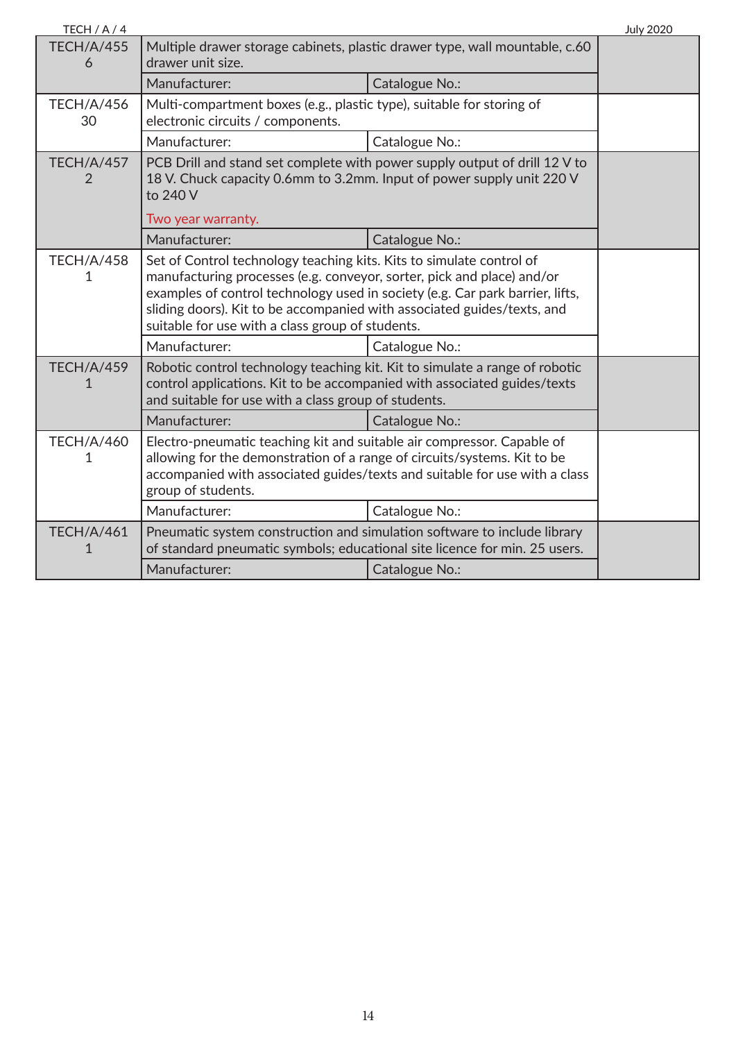| | | | |
|---|---|---|---|
| TECH/A/455<br>6 | Multiple drawer storage cabinets, plastic drawer type, wall mountable, c.60 drawer unit size. | | |
| | Manufacturer: | Catalogue No.: | |
| TECH/A/456<br>30 | Multi-compartment boxes (e.g., plastic type), suitable for storing of electronic circuits / components. | | |
| | Manufacturer: | Catalogue No.: | |
| TECH/A/457<br>2 | PCB Drill and stand set complete with power supply output of drill 12 V to 18 V. Chuck capacity 0.6mm to 3.2mm. Input of power supply unit 220 V to 240 V<br><br>Two year warranty. | | |
| | Manufacturer: | Catalogue No.: | |
| TECH/A/458<br>1 | Set of Control technology teaching kits. Kits to simulate control of manufacturing processes (e.g. conveyor, sorter, pick and place) and/or examples of control technology used in society (e.g. Car park barrier, lifts, sliding doors). Kit to be accompanied with associated guides/texts, and suitable for use with a class group of students. | | |
| | Manufacturer: | Catalogue No.: | |
| TECH/A/459<br>1 | Robotic control technology teaching kit. Kit to simulate a range of robotic control applications. Kit to be accompanied with associated guides/texts and suitable for use with a class group of students. | | |
| | Manufacturer: | Catalogue No.: | |
| TECH/A/460<br>1 | Electro-pneumatic teaching kit and suitable air compressor. Capable of allowing for the demonstration of a range of circuits/systems. Kit to be accompanied with associated guides/texts and suitable for use with a class group of students. | | |
| | Manufacturer: | Catalogue No.: | |
| TECH/A/461<br>1 | Pneumatic system construction and simulation software to include library of standard pneumatic symbols; educational site licence for min. 25 users. | | |
| | Manufacturer: | Catalogue No.: | |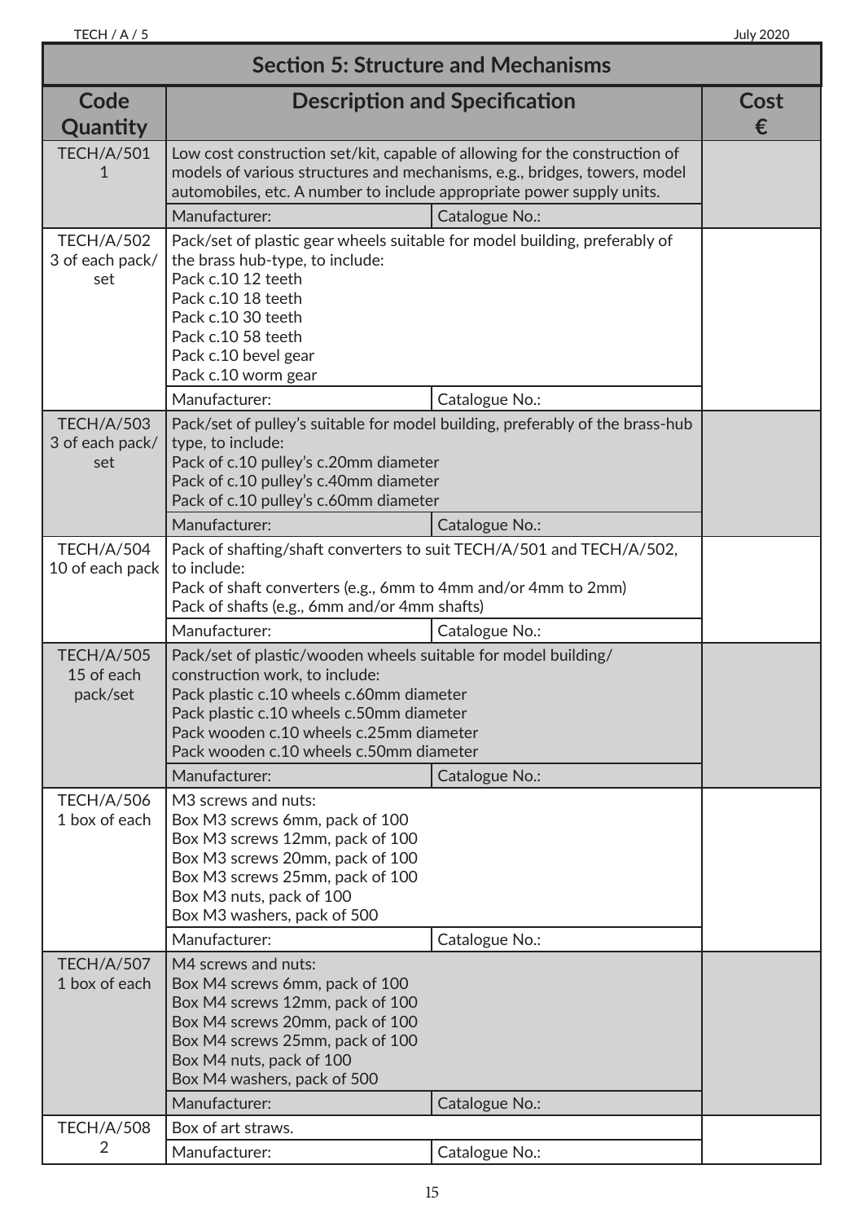## Section 5: Structure and Mechanisms

| Code Quantity | Description and Specification | | Cost € |
|---|---|---|---|
| TECH/A/501<br>1 | Low cost construction set/kit, capable of allowing for the construction of models of various structures and mechanisms, e.g., bridges, towers, model automobiles, etc. A number to include appropriate power supply units. | | |
| | Manufacturer: | Catalogue No.: | |
| TECH/A/502<br>3 of each pack/set | Pack/set of plastic gear wheels suitable for model building, preferably of the brass hub-type, to include:<br>Pack c.10 12 teeth<br>Pack c.10 18 teeth<br>Pack c.10 30 teeth<br>Pack c.10 58 teeth<br>Pack c.10 bevel gear<br>Pack c.10 worm gear | | |
| | Manufacturer: | Catalogue No.: | |
| TECH/A/503<br>3 of each pack/set | Pack/set of pulley's suitable for model building, preferably of the brass-hub type, to include:<br>Pack of c.10 pulley's c.20mm diameter<br>Pack of c.10 pulley's c.40mm diameter<br>Pack of c.10 pulley's c.60mm diameter | | |
| | Manufacturer: | Catalogue No.: | |
| TECH/A/504<br>10 of each pack | Pack of shafting/shaft converters to suit TECH/A/501 and TECH/A/502, to include:<br>Pack of shaft converters (e.g., 6mm to 4mm and/or 4mm to 2mm)<br>Pack of shafts (e.g., 6mm and/or 4mm shafts) | | |
| | Manufacturer: | Catalogue No.: | |
| TECH/A/505<br>15 of each pack/set | Pack/set of plastic/wooden wheels suitable for model building/construction work, to include:<br>Pack plastic c.10 wheels c.60mm diameter<br>Pack plastic c.10 wheels c.50mm diameter<br>Pack wooden c.10 wheels c.25mm diameter<br>Pack wooden c.10 wheels c.50mm diameter | | |
| | Manufacturer: | Catalogue No.: | |
| TECH/A/506<br>1 box of each | M3 screws and nuts:<br>Box M3 screws 6mm, pack of 100<br>Box M3 screws 12mm, pack of 100<br>Box M3 screws 20mm, pack of 100<br>Box M3 screws 25mm, pack of 100<br>Box M3 nuts, pack of 100<br>Box M3 washers, pack of 500 | | |
| | Manufacturer: | Catalogue No.: | |
| TECH/A/507<br>1 box of each | M4 screws and nuts:<br>Box M4 screws 6mm, pack of 100<br>Box M4 screws 12mm, pack of 100<br>Box M4 screws 20mm, pack of 100<br>Box M4 screws 25mm, pack of 100<br>Box M4 nuts, pack of 100<br>Box M4 washers, pack of 500 | | |
| | Manufacturer: | Catalogue No.: | |
| TECH/A/508<br>2 | Box of art straws. | | |
| | Manufacturer: | Catalogue No.: | |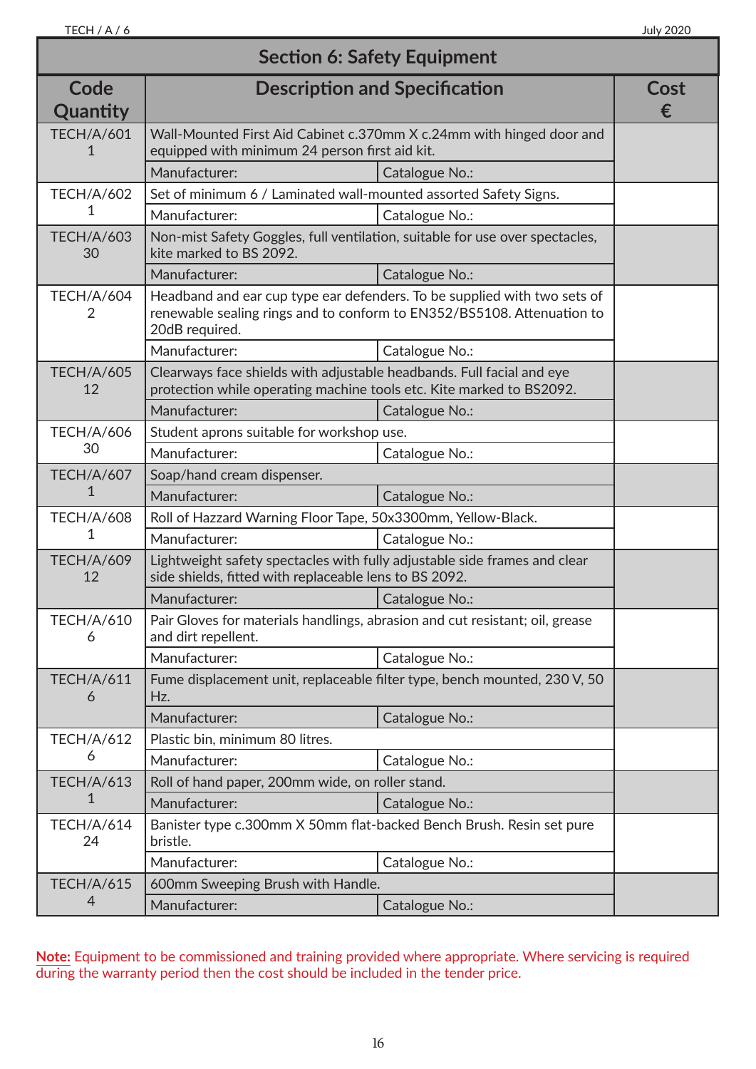## Section 6: Safety Equipment

| Code Quantity | Description and Specification | | Cost € |
|---|---|---|---|
| TECH/A/601 1 | Wall-Mounted First Aid Cabinet c.370mm X c.24mm with hinged door and equipped with minimum 24 person first aid kit. | | |
| | Manufacturer: | Catalogue No.: | |
| TECH/A/602 1 | Set of minimum 6 / Laminated wall-mounted assorted Safety Signs. | | |
| | Manufacturer: | Catalogue No.: | |
| TECH/A/603 30 | Non-mist Safety Goggles, full ventilation, suitable for use over spectacles, kite marked to BS 2092. | | |
| | Manufacturer: | Catalogue No.: | |
| TECH/A/604 2 | Headband and ear cup type ear defenders. To be supplied with two sets of renewable sealing rings and to conform to EN352/BS5108. Attenuation to 20dB required. | | |
| | Manufacturer: | Catalogue No.: | |
| TECH/A/605 12 | Clearways face shields with adjustable headbands. Full facial and eye protection while operating machine tools etc. Kite marked to BS2092. | | |
| | Manufacturer: | Catalogue No.: | |
| TECH/A/606 30 | Student aprons suitable for workshop use. | | |
| | Manufacturer: | Catalogue No.: | |
| TECH/A/607 1 | Soap/hand cream dispenser. | | |
| | Manufacturer: | Catalogue No.: | |
| TECH/A/608 1 | Roll of Hazzard Warning Floor Tape, 50x3300mm, Yellow-Black. | | |
| | Manufacturer: | Catalogue No.: | |
| TECH/A/609 12 | Lightweight safety spectacles with fully adjustable side frames and clear side shields, fitted with replaceable lens to BS 2092. | | |
| | Manufacturer: | Catalogue No.: | |
| TECH/A/610 6 | Pair Gloves for materials handlings, abrasion and cut resistant; oil, grease and dirt repellent. | | |
| | Manufacturer: | Catalogue No.: | |
| TECH/A/611 6 | Fume displacement unit, replaceable filter type, bench mounted, 230 V, 50 Hz. | | |
| | Manufacturer: | Catalogue No.: | |
| TECH/A/612 6 | Plastic bin, minimum 80 litres. | | |
| | Manufacturer: | Catalogue No.: | |
| TECH/A/613 1 | Roll of hand paper, 200mm wide, on roller stand. | | |
| | Manufacturer: | Catalogue No.: | |
| TECH/A/614 24 | Banister type c.300mm X 50mm flat-backed Bench Brush. Resin set pure bristle. | | |
| | Manufacturer: | Catalogue No.: | |
| TECH/A/615 4 | 600mm Sweeping Brush with Handle. | | |
| | Manufacturer: | Catalogue No.: | |

**Note:** Equipment to be commissioned and training provided where appropriate. Where servicing is required during the warranty period then the cost should be included in the tender price.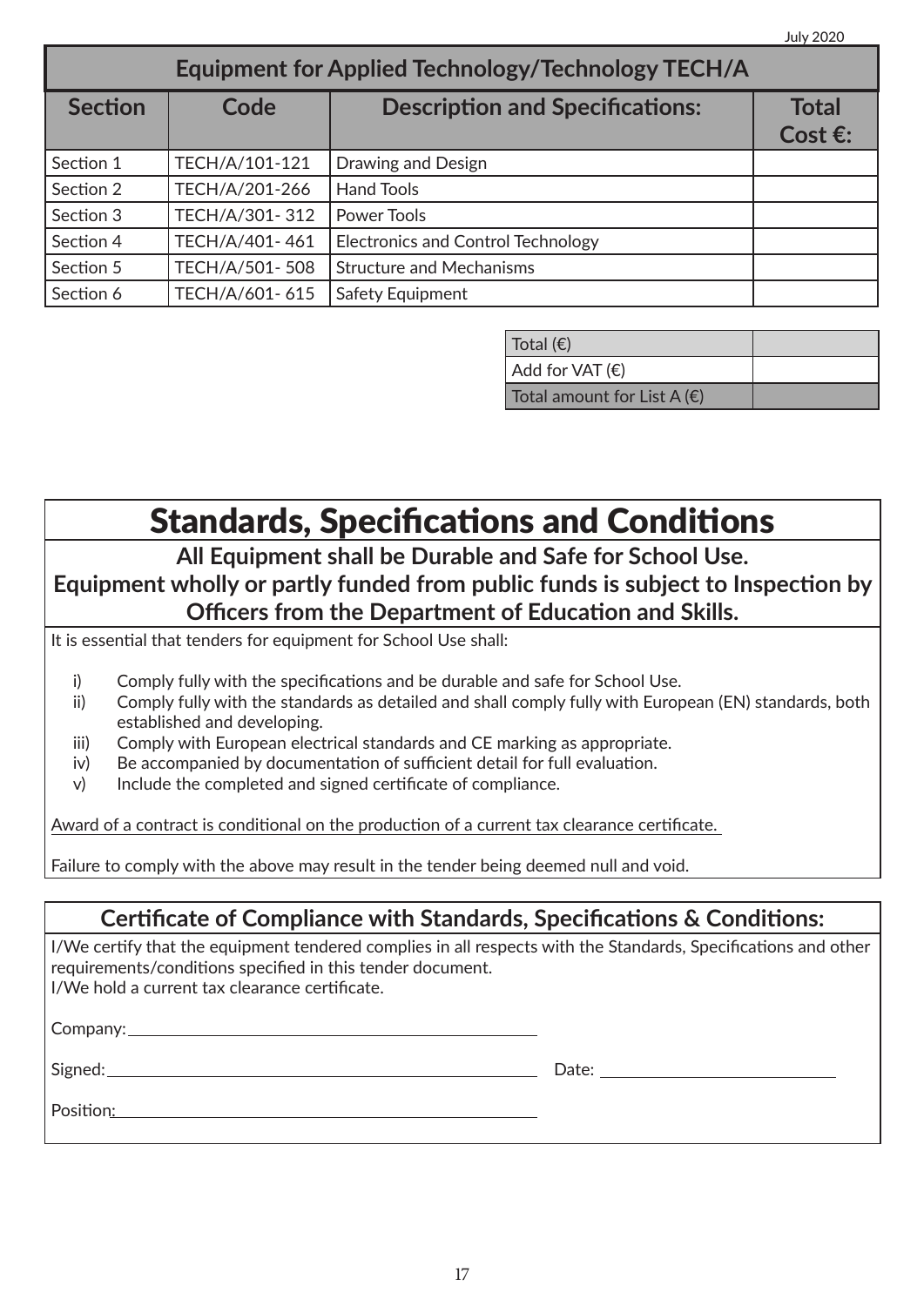July 2020

| Equipment for Applied Technology/Technology TECH/A | | | |
|---|---|---|---|
| **Section** | **Code** | **Description and Specifications:** | **Total Cost €:** |
| Section 1 | TECH/A/101-121 | Drawing and Design | |
| Section 2 | TECH/A/201-266 | Hand Tools | |
| Section 3 | TECH/A/301- 312 | Power Tools | |
| Section 4 | TECH/A/401- 461 | Electronics and Control Technology | |
| Section 5 | TECH/A/501- 508 | Structure and Mechanisms | |
| Section 6 | TECH/A/601- 615 | Safety Equipment | |

| | |
|---|---|
| Total (€) | |
| Add for VAT (€) | |
| Total amount for List A (€) | |

# Standards, Specifications and Conditions

**All Equipment shall be Durable and Safe for School Use.**
**Equipment wholly or partly funded from public funds is subject to Inspection by Officers from the Department of Education and Skills.**

It is essential that tenders for equipment for School Use shall:

i) Comply fully with the specifications and be durable and safe for School Use.
ii) Comply fully with the standards as detailed and shall comply fully with European (EN) standards, both established and developing.
iii) Comply with European electrical standards and CE marking as appropriate.
iv) Be accompanied by documentation of sufficient detail for full evaluation.
v) Include the completed and signed certificate of compliance.

Award of a contract is conditional on the production of a current tax clearance certificate.

Failure to comply with the above may result in the tender being deemed null and void.

## Certificate of Compliance with Standards, Specifications & Conditions:

I/We certify that the equipment tendered complies in all respects with the Standards, Specifications and other requirements/conditions specified in this tender document.
I/We hold a current tax clearance certificate.

Company: ______________________________

Signed: ______________________________ Date: ____________________

Position: ______________________________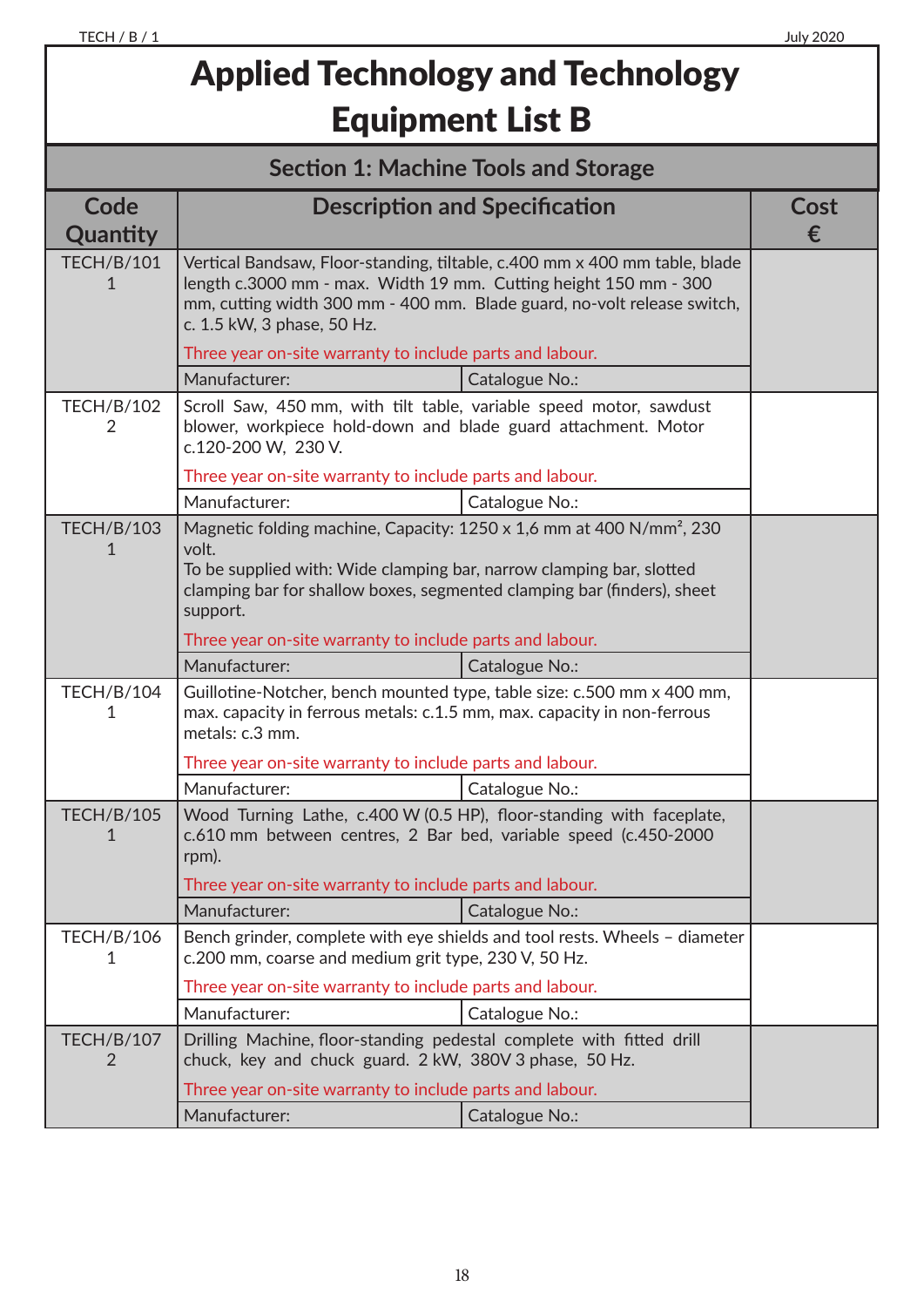# Applied Technology and Technology Equipment List B

## Section 1: Machine Tools and Storage

| Code Quantity | Description and Specification | | Cost € |
|---|---|---|---|
| TECH/B/101<br>1 | Vertical Bandsaw, Floor-standing, tiltable, c.400 mm x 400 mm table, blade length c.3000 mm - max. Width 19 mm. Cutting height 150 mm - 300 mm, cutting width 300 mm - 400 mm. Blade guard, no-volt release switch, c. 1.5 kW, 3 phase, 50 Hz.<br>Three year on-site warranty to include parts and labour. | | |
| | Manufacturer: | Catalogue No.: | |
| TECH/B/102<br>2 | Scroll Saw, 450 mm, with tilt table, variable speed motor, sawdust blower, workpiece hold-down and blade guard attachment. Motor c.120-200 W, 230 V.<br>Three year on-site warranty to include parts and labour. | | |
| | Manufacturer: | Catalogue No.: | |
| TECH/B/103<br>1 | Magnetic folding machine, Capacity: 1250 x 1,6 mm at 400 N/mm², 230 volt.<br>To be supplied with: Wide clamping bar, narrow clamping bar, slotted clamping bar for shallow boxes, segmented clamping bar (finders), sheet support.<br>Three year on-site warranty to include parts and labour. | | |
| | Manufacturer: | Catalogue No.: | |
| TECH/B/104<br>1 | Guillotine-Notcher, bench mounted type, table size: c.500 mm x 400 mm, max. capacity in ferrous metals: c.1.5 mm, max. capacity in non-ferrous metals: c.3 mm.<br>Three year on-site warranty to include parts and labour. | | |
| | Manufacturer: | Catalogue No.: | |
| TECH/B/105<br>1 | Wood Turning Lathe, c.400 W (0.5 HP), floor-standing with faceplate, c.610 mm between centres, 2 Bar bed, variable speed (c.450-2000 rpm).<br>Three year on-site warranty to include parts and labour. | | |
| | Manufacturer: | Catalogue No.: | |
| TECH/B/106<br>1 | Bench grinder, complete with eye shields and tool rests. Wheels – diameter c.200 mm, coarse and medium grit type, 230 V, 50 Hz.<br>Three year on-site warranty to include parts and labour. | | |
| | Manufacturer: | Catalogue No.: | |
| TECH/B/107<br>2 | Drilling Machine, floor-standing pedestal complete with fitted drill chuck, key and chuck guard. 2 kW, 380V 3 phase, 50 Hz.<br>Three year on-site warranty to include parts and labour. | | |
| | Manufacturer: | Catalogue No.: | |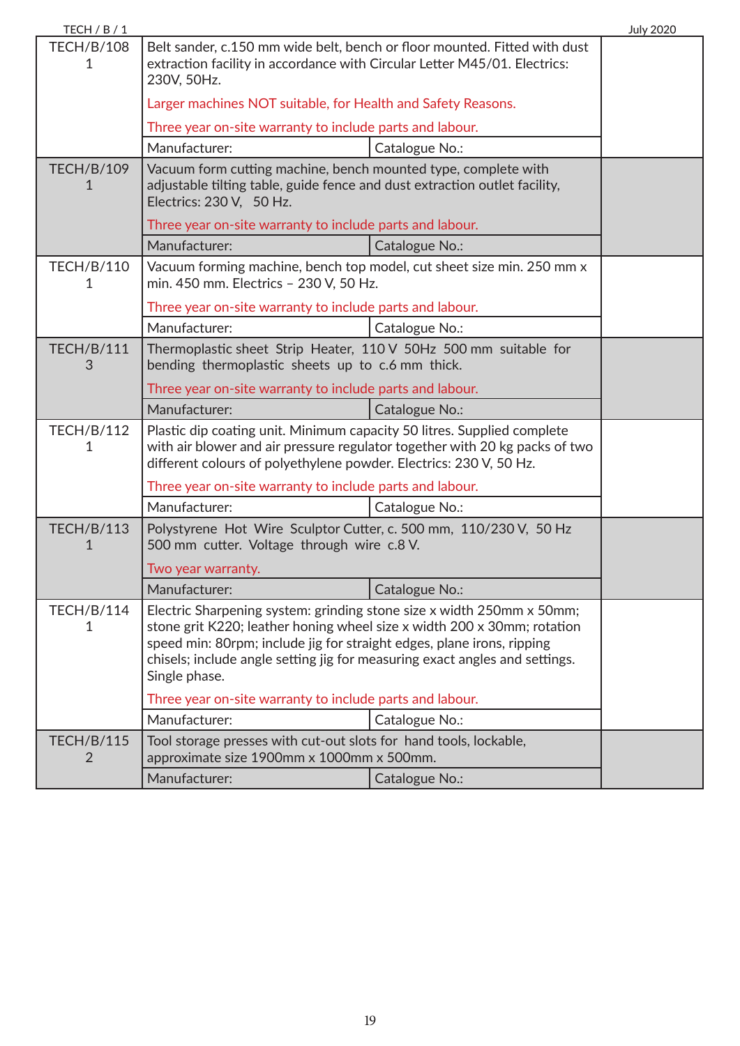| TECH/B/108<br>1 | Belt sander, c.150 mm wide belt, bench or floor mounted. Fitted with dust extraction facility in accordance with Circular Letter M45/01. Electrics: 230V, 50Hz.<br><br>Larger machines NOT suitable, for Health and Safety Reasons.<br><br>Three year on-site warranty to include parts and labour. | | |
|---|---|---|---|
| | Manufacturer: | Catalogue No.: | |
| TECH/B/109<br>1 | Vacuum form cutting machine, bench mounted type, complete with adjustable tilting table, guide fence and dust extraction outlet facility, Electrics: 230 V, 50 Hz.<br><br>Three year on-site warranty to include parts and labour. | | |
| | Manufacturer: | Catalogue No.: | |
| TECH/B/110<br>1 | Vacuum forming machine, bench top model, cut sheet size min. 250 mm x min. 450 mm. Electrics – 230 V, 50 Hz.<br><br>Three year on-site warranty to include parts and labour. | | |
| | Manufacturer: | Catalogue No.: | |
| TECH/B/111<br>3 | Thermoplastic sheet Strip Heater, 110 V 50Hz 500 mm suitable for bending thermoplastic sheets up to c.6 mm thick.<br><br>Three year on-site warranty to include parts and labour. | | |
| | Manufacturer: | Catalogue No.: | |
| TECH/B/112<br>1 | Plastic dip coating unit. Minimum capacity 50 litres. Supplied complete with air blower and air pressure regulator together with 20 kg packs of two different colours of polyethylene powder. Electrics: 230 V, 50 Hz.<br><br>Three year on-site warranty to include parts and labour. | | |
| | Manufacturer: | Catalogue No.: | |
| TECH/B/113<br>1 | Polystyrene Hot Wire Sculptor Cutter, c. 500 mm, 110/230 V, 50 Hz 500 mm cutter. Voltage through wire c.8 V.<br><br>Two year warranty. | | |
| | Manufacturer: | Catalogue No.: | |
| TECH/B/114<br>1 | Electric Sharpening system: grinding stone size x width 250mm x 50mm; stone grit K220; leather honing wheel size x width 200 x 30mm; rotation speed min: 80rpm; include jig for straight edges, plane irons, ripping chisels; include angle setting jig for measuring exact angles and settings. Single phase.<br><br>Three year on-site warranty to include parts and labour. | | |
| | Manufacturer: | Catalogue No.: | |
| TECH/B/115<br>2 | Tool storage presses with cut-out slots for hand tools, lockable, approximate size 1900mm x 1000mm x 500mm. | | |
| | Manufacturer: | Catalogue No.: | |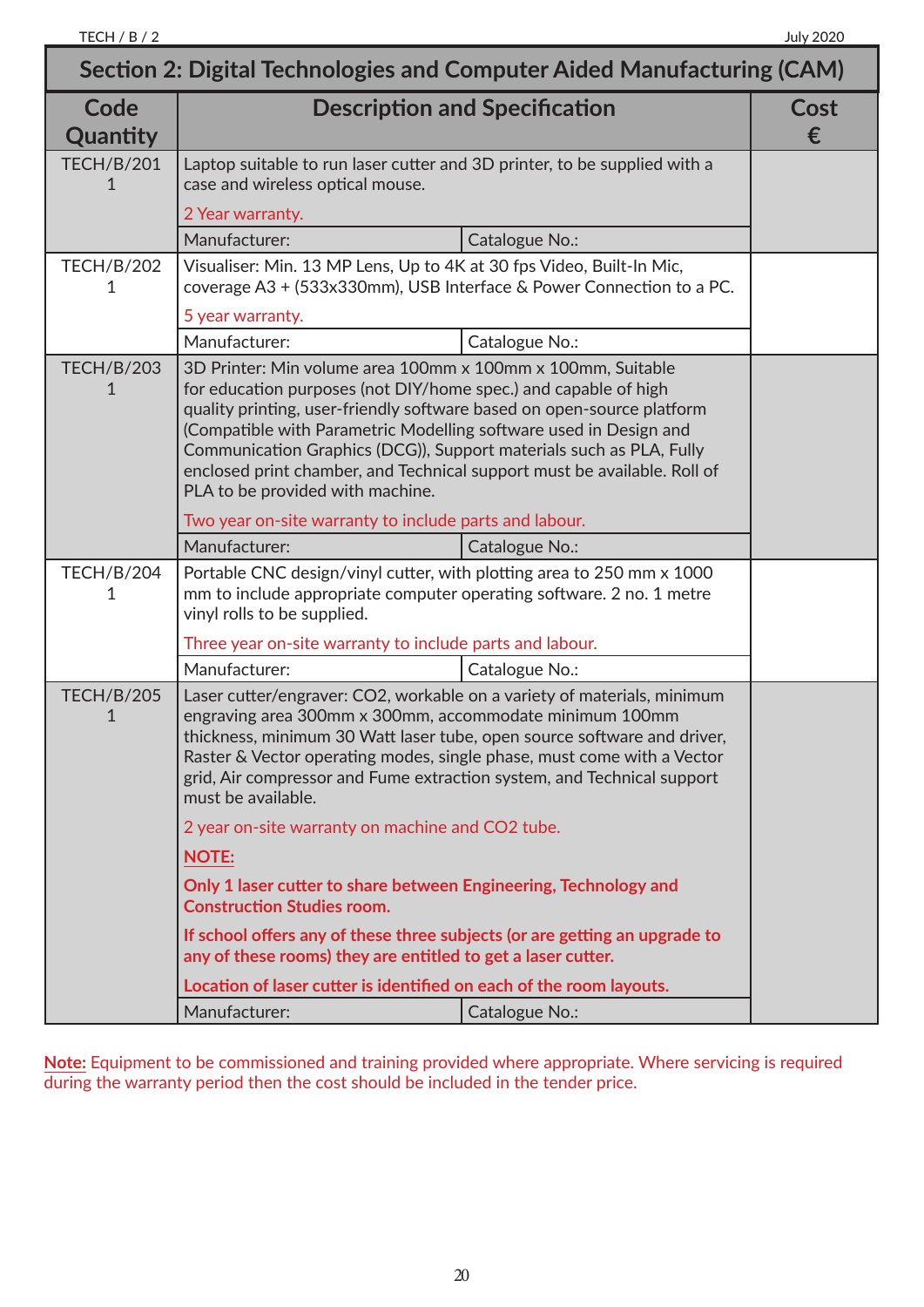## Section 2: Digital Technologies and Computer Aided Manufacturing (CAM)

| Code Quantity | Description and Specification | | Cost € |
|---|---|---|---|
| TECH/B/201<br>1 | Laptop suitable to run laser cutter and 3D printer, to be supplied with a case and wireless optical mouse.<br><br>2 Year warranty. | | |
| | Manufacturer: | Catalogue No.: | |
| TECH/B/202<br>1 | Visualiser: Min. 13 MP Lens, Up to 4K at 30 fps Video, Built-In Mic, coverage A3 + (533x330mm), USB Interface & Power Connection to a PC.<br><br>5 year warranty. | | |
| | Manufacturer: | Catalogue No.: | |
| TECH/B/203<br>1 | 3D Printer: Min volume area 100mm x 100mm x 100mm, Suitable for education purposes (not DIY/home spec.) and capable of high quality printing, user-friendly software based on open-source platform (Compatible with Parametric Modelling software used in Design and Communication Graphics (DCG)), Support materials such as PLA, Fully enclosed print chamber, and Technical support must be available. Roll of PLA to be provided with machine.<br><br>Two year on-site warranty to include parts and labour. | | |
| | Manufacturer: | Catalogue No.: | |
| TECH/B/204<br>1 | Portable CNC design/vinyl cutter, with plotting area to 250 mm x 1000 mm to include appropriate computer operating software. 2 no. 1 metre vinyl rolls to be supplied.<br><br>Three year on-site warranty to include parts and labour. | | |
| | Manufacturer: | Catalogue No.: | |
| TECH/B/205<br>1 | Laser cutter/engraver: $CO_2$, workable on a variety of materials, minimum engraving area 300mm x 300mm, accommodate minimum 100mm thickness, minimum 30 Watt laser tube, open source software and driver, Raster & Vector operating modes, single phase, must come with a Vector grid, Air compressor and Fume extraction system, and Technical support must be available.<br><br>2 year on-site warranty on machine and $CO_2$ tube.<br><br>**NOTE:**<br><br>**Only 1 laser cutter to share between Engineering, Technology and Construction Studies room.**<br><br>**If school offers any of these three subjects (or are getting an upgrade to any of these rooms) they are entitled to get a laser cutter.**<br><br>**Location of laser cutter is identified on each of the room layouts.** | | |
| | Manufacturer: | Catalogue No.: | |

**Note:** Equipment to be commissioned and training provided where appropriate. Where servicing is required during the warranty period then the cost should be included in the tender price.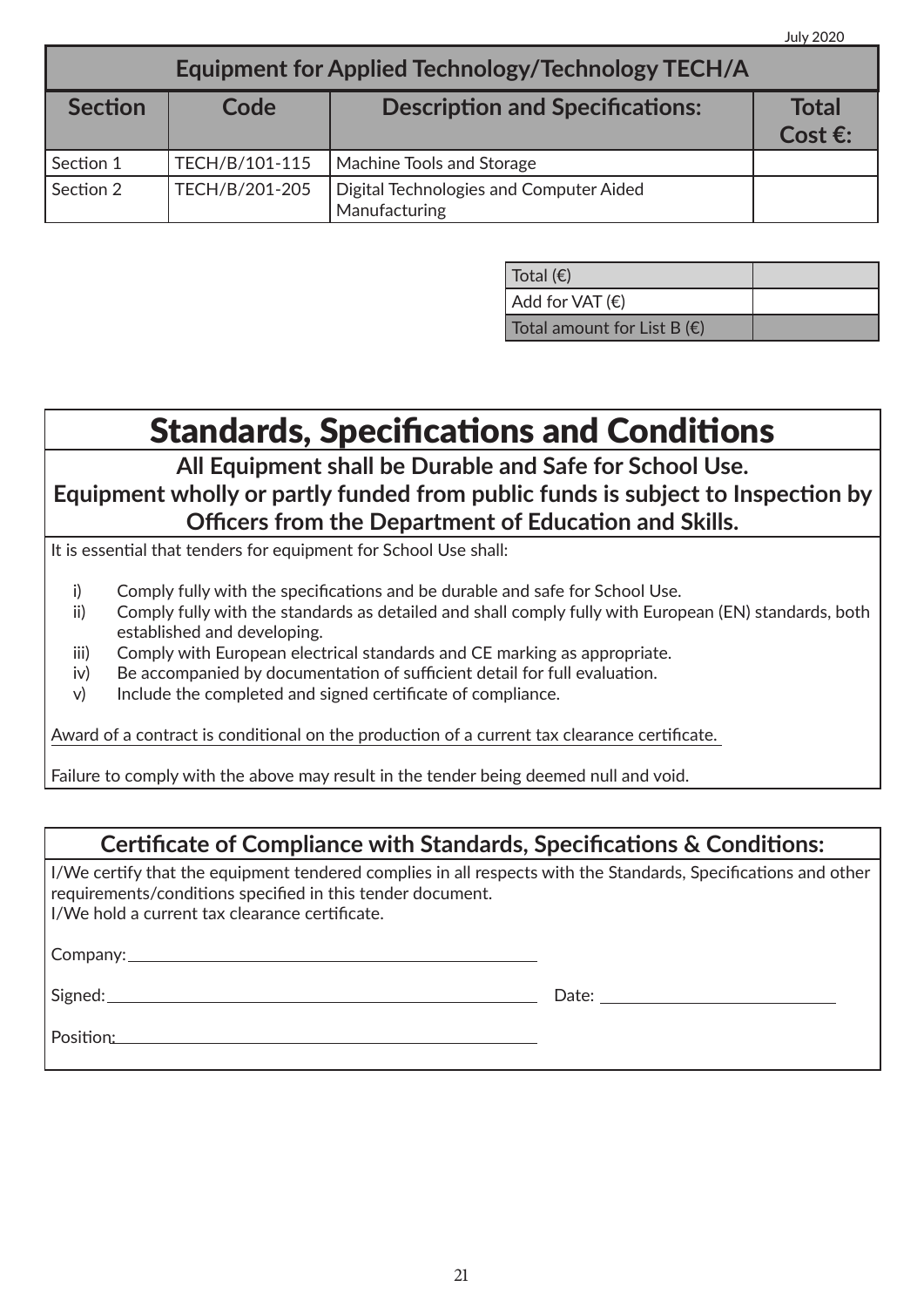July 2020

| Equipment for Applied Technology/Technology TECH/A | | | |
|---|---|---|---|
| **Section** | **Code** | **Description and Specifications:** | **Total Cost €:** |
| Section 1 | TECH/B/101-115 | Machine Tools and Storage | |
| Section 2 | TECH/B/201-205 | Digital Technologies and Computer Aided Manufacturing | |

| | |
|---|---|
| Total (€) | |
| Add for VAT (€) | |
| Total amount for List B (€) | |

# Standards, Specifications and Conditions

**All Equipment shall be Durable and Safe for School Use.**
**Equipment wholly or partly funded from public funds is subject to Inspection by Officers from the Department of Education and Skills.**

It is essential that tenders for equipment for School Use shall:

- i) Comply fully with the specifications and be durable and safe for School Use.
- ii) Comply fully with the standards as detailed and shall comply fully with European (EN) standards, both established and developing.
- iii) Comply with European electrical standards and CE marking as appropriate.
- iv) Be accompanied by documentation of sufficient detail for full evaluation.
- v) Include the completed and signed certificate of compliance.

Award of a contract is conditional on the production of a current tax clearance certificate.

Failure to comply with the above may result in the tender being deemed null and void.

## Certificate of Compliance with Standards, Specifications & Conditions:

I/We certify that the equipment tendered complies in all respects with the Standards, Specifications and other requirements/conditions specified in this tender document.
I/We hold a current tax clearance certificate.

Company: ______________________________

Signed: ______________________________ Date: ____________________

Position: ______________________________